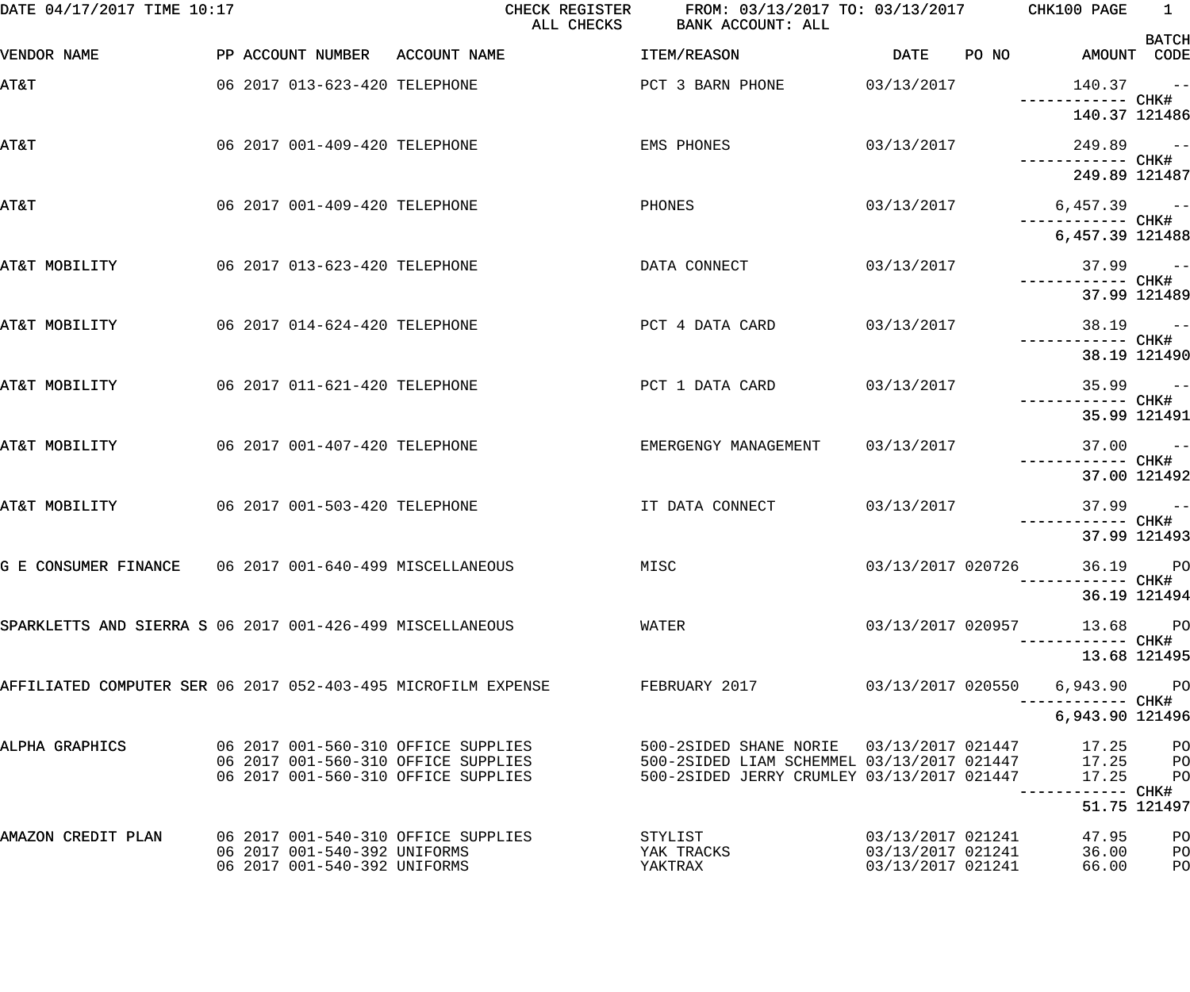DATE 04/17/2017 TIME 10:17 CHECK REGISTER FROM: 03/13/2017 TO: 03/13/2017 CHK100 PAGE 1
ALL CHECKS BANK ACCOUNT: ALL

| VENDOR NAME | PP | ACCOUNT NUMBER | ACCOUNT NAME | ITEM/REASON | DATE | PO NO | AMOUNT | BATCH CODE |
|---|---|---|---|---|---|---|---|---|
| AT&T | 06 | 2017 013-623-420 | TELEPHONE | PCT 3 BARN PHONE | 03/13/2017 | | 140.37 | -- |
| | | | | | | | ------------ | CHK# |
| | | | | | | | 140.37 | 121486 |
| AT&T | 06 | 2017 001-409-420 | TELEPHONE | EMS PHONES | 03/13/2017 | | 249.89 | -- |
| | | | | | | | ------------ | CHK# |
| | | | | | | | 249.89 | 121487 |
| AT&T | 06 | 2017 001-409-420 | TELEPHONE | PHONES | 03/13/2017 | | 6,457.39 | -- |
| | | | | | | | ------------ | CHK# |
| | | | | | | | 6,457.39 | 121488 |
| AT&T MOBILITY | 06 | 2017 013-623-420 | TELEPHONE | DATA CONNECT | 03/13/2017 | | 37.99 | -- |
| | | | | | | | ------------ | CHK# |
| | | | | | | | 37.99 | 121489 |
| AT&T MOBILITY | 06 | 2017 014-624-420 | TELEPHONE | PCT 4 DATA CARD | 03/13/2017 | | 38.19 | -- |
| | | | | | | | ------------ | CHK# |
| | | | | | | | 38.19 | 121490 |
| AT&T MOBILITY | 06 | 2017 011-621-420 | TELEPHONE | PCT 1 DATA CARD | 03/13/2017 | | 35.99 | -- |
| | | | | | | | ------------ | CHK# |
| | | | | | | | 35.99 | 121491 |
| AT&T MOBILITY | 06 | 2017 001-407-420 | TELEPHONE | EMERGENGY MANAGEMENT | 03/13/2017 | | 37.00 | -- |
| | | | | | | | ------------ | CHK# |
| | | | | | | | 37.00 | 121492 |
| AT&T MOBILITY | 06 | 2017 001-503-420 | TELEPHONE | IT DATA CONNECT | 03/13/2017 | | 37.99 | -- |
| | | | | | | | ------------ | CHK# |
| | | | | | | | 37.99 | 121493 |
| G E CONSUMER FINANCE | 06 | 2017 001-640-499 | MISCELLANEOUS | MISC | 03/13/2017 | 020726 | 36.19 | PO |
| | | | | | | | ------------ | CHK# |
| | | | | | | | 36.19 | 121494 |
| SPARKLETTS AND SIERRA S | 06 | 2017 001-426-499 | MISCELLANEOUS | WATER | 03/13/2017 | 020957 | 13.68 | PO |
| | | | | | | | ------------ | CHK# |
| | | | | | | | 13.68 | 121495 |
| AFFILIATED COMPUTER SER | 06 | 2017 052-403-495 | MICROFILM EXPENSE | FEBRUARY 2017 | 03/13/2017 | 020550 | 6,943.90 | PO |
| | | | | | | | ------------ | CHK# |
| | | | | | | | 6,943.90 | 121496 |
| ALPHA GRAPHICS | 06 | 2017 001-560-310 | OFFICE SUPPLIES | 500-2SIDED SHANE NORIE | 03/13/2017 | 021447 | 17.25 | PO |
| | 06 | 2017 001-560-310 | OFFICE SUPPLIES | 500-2SIDED LIAM SCHEMMEL | 03/13/2017 | 021447 | 17.25 | PO |
| | 06 | 2017 001-560-310 | OFFICE SUPPLIES | 500-2SIDED JERRY CRUMLEY | 03/13/2017 | 021447 | 17.25 | PO |
| | | | | | | | ------------ | CHK# |
| | | | | | | | 51.75 | 121497 |
| AMAZON CREDIT PLAN | 06 | 2017 001-540-310 | OFFICE SUPPLIES | STYLIST | 03/13/2017 | 021241 | 47.95 | PO |
| | 06 | 2017 001-540-392 | UNIFORMS | YAK TRACKS | 03/13/2017 | 021241 | 36.00 | PO |
| | 06 | 2017 001-540-392 | UNIFORMS | YAKTRAX | 03/13/2017 | 021241 | 66.00 | PO |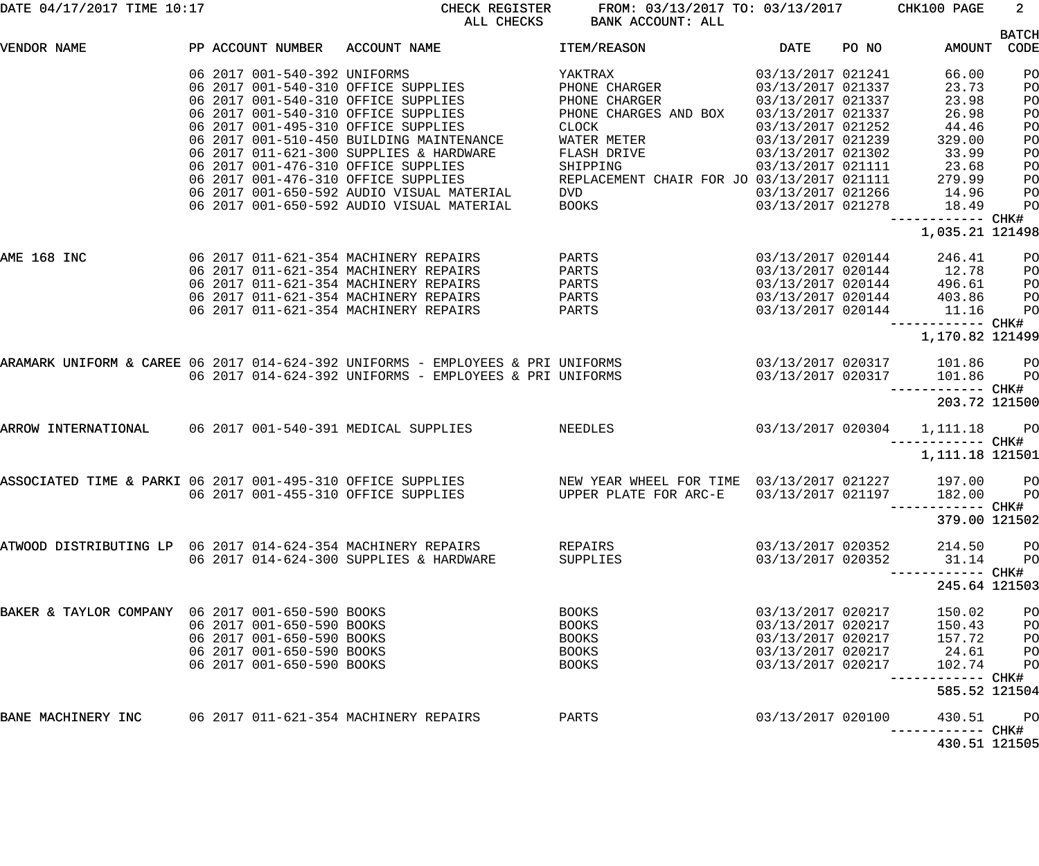DATE 04/17/2017 TIME 10:17 CHECK REGISTER FROM: 03/13/2017 TO: 03/13/2017 CHK100 PAGE 2
ALL CHECKS BANK ACCOUNT: ALL

| VENDOR NAME | PP | ACCOUNT NUMBER | ACCOUNT NAME | ITEM/REASON | DATE | PO NO | AMOUNT | BATCH CODE |
|---|---|---|---|---|---|---|---|---|
| | 06 2017 | 001-540-392 | UNIFORMS | YAKTRAX | 03/13/2017 | 021241 | 66.00 | PO |
| | 06 2017 | 001-540-310 | OFFICE SUPPLIES | PHONE CHARGER | 03/13/2017 | 021337 | 23.73 | PO |
| | 06 2017 | 001-540-310 | OFFICE SUPPLIES | PHONE CHARGER | 03/13/2017 | 021337 | 23.98 | PO |
| | 06 2017 | 001-540-310 | OFFICE SUPPLIES | PHONE CHARGES AND BOX | 03/13/2017 | 021337 | 26.98 | PO |
| | 06 2017 | 001-495-310 | OFFICE SUPPLIES | CLOCK | 03/13/2017 | 021252 | 44.46 | PO |
| | 06 2017 | 001-510-450 | BUILDING MAINTENANCE | WATER METER | 03/13/2017 | 021239 | 329.00 | PO |
| | 06 2017 | 011-621-300 | SUPPLIES & HARDWARE | FLASH DRIVE | 03/13/2017 | 021302 | 33.99 | PO |
| | 06 2017 | 001-476-310 | OFFICE SUPPLIES | SHIPPING | 03/13/2017 | 021111 | 23.68 | PO |
| | 06 2017 | 001-476-310 | OFFICE SUPPLIES | REPLACEMENT CHAIR FOR JO | 03/13/2017 | 021111 | 279.99 | PO |
| | 06 2017 | 001-650-592 | AUDIO VISUAL MATERIAL | DVD | 03/13/2017 | 021266 | 14.96 | PO |
| | 06 2017 | 001-650-592 | AUDIO VISUAL MATERIAL | BOOKS | 03/13/2017 | 021278 | 18.49 | PO |
| | | | | | | | 1,035.21 | CHK# 121498 |
| AME 168 INC | 06 2017 | 011-621-354 | MACHINERY REPAIRS | PARTS | 03/13/2017 | 020144 | 246.41 | PO |
| | 06 2017 | 011-621-354 | MACHINERY REPAIRS | PARTS | 03/13/2017 | 020144 | 12.78 | PO |
| | 06 2017 | 011-621-354 | MACHINERY REPAIRS | PARTS | 03/13/2017 | 020144 | 496.61 | PO |
| | 06 2017 | 011-621-354 | MACHINERY REPAIRS | PARTS | 03/13/2017 | 020144 | 403.86 | PO |
| | 06 2017 | 011-621-354 | MACHINERY REPAIRS | PARTS | 03/13/2017 | 020144 | 11.16 | PO |
| | | | | | | | 1,170.82 | CHK# 121499 |
| ARAMARK UNIFORM & CAREE | 06 2017 | 014-624-392 | UNIFORMS - EMPLOYEES & PRI | UNIFORMS | 03/13/2017 | 020317 | 101.86 | PO |
| | 06 2017 | 014-624-392 | UNIFORMS - EMPLOYEES & PRI | UNIFORMS | 03/13/2017 | 020317 | 101.86 | PO |
| | | | | | | | 203.72 | CHK# 121500 |
| ARROW INTERNATIONAL | 06 2017 | 001-540-391 | MEDICAL SUPPLIES | NEEDLES | 03/13/2017 | 020304 | 1,111.18 | PO |
| | | | | | | | 1,111.18 | CHK# 121501 |
| ASSOCIATED TIME & PARKI | 06 2017 | 001-495-310 | OFFICE SUPPLIES | NEW YEAR WHEEL FOR TIME | 03/13/2017 | 021227 | 197.00 | PO |
| | 06 2017 | 001-455-310 | OFFICE SUPPLIES | UPPER PLATE FOR ARC-E | 03/13/2017 | 021197 | 182.00 | PO |
| | | | | | | | 379.00 | CHK# 121502 |
| ATWOOD DISTRIBUTING LP | 06 2017 | 014-624-354 | MACHINERY REPAIRS | REPAIRS | 03/13/2017 | 020352 | 214.50 | PO |
| | 06 2017 | 014-624-300 | SUPPLIES & HARDWARE | SUPPLIES | 03/13/2017 | 020352 | 31.14 | PO |
| | | | | | | | 245.64 | CHK# 121503 |
| BAKER & TAYLOR COMPANY | 06 2017 | 001-650-590 | BOOKS | BOOKS | 03/13/2017 | 020217 | 150.02 | PO |
| | 06 2017 | 001-650-590 | BOOKS | BOOKS | 03/13/2017 | 020217 | 150.43 | PO |
| | 06 2017 | 001-650-590 | BOOKS | BOOKS | 03/13/2017 | 020217 | 157.72 | PO |
| | 06 2017 | 001-650-590 | BOOKS | BOOKS | 03/13/2017 | 020217 | 24.61 | PO |
| | 06 2017 | 001-650-590 | BOOKS | BOOKS | 03/13/2017 | 020217 | 102.74 | PO |
| | | | | | | | 585.52 | CHK# 121504 |
| BANE MACHINERY INC | 06 2017 | 011-621-354 | MACHINERY REPAIRS | PARTS | 03/13/2017 | 020100 | 430.51 | PO |
| | | | | | | | 430.51 | CHK# 121505 |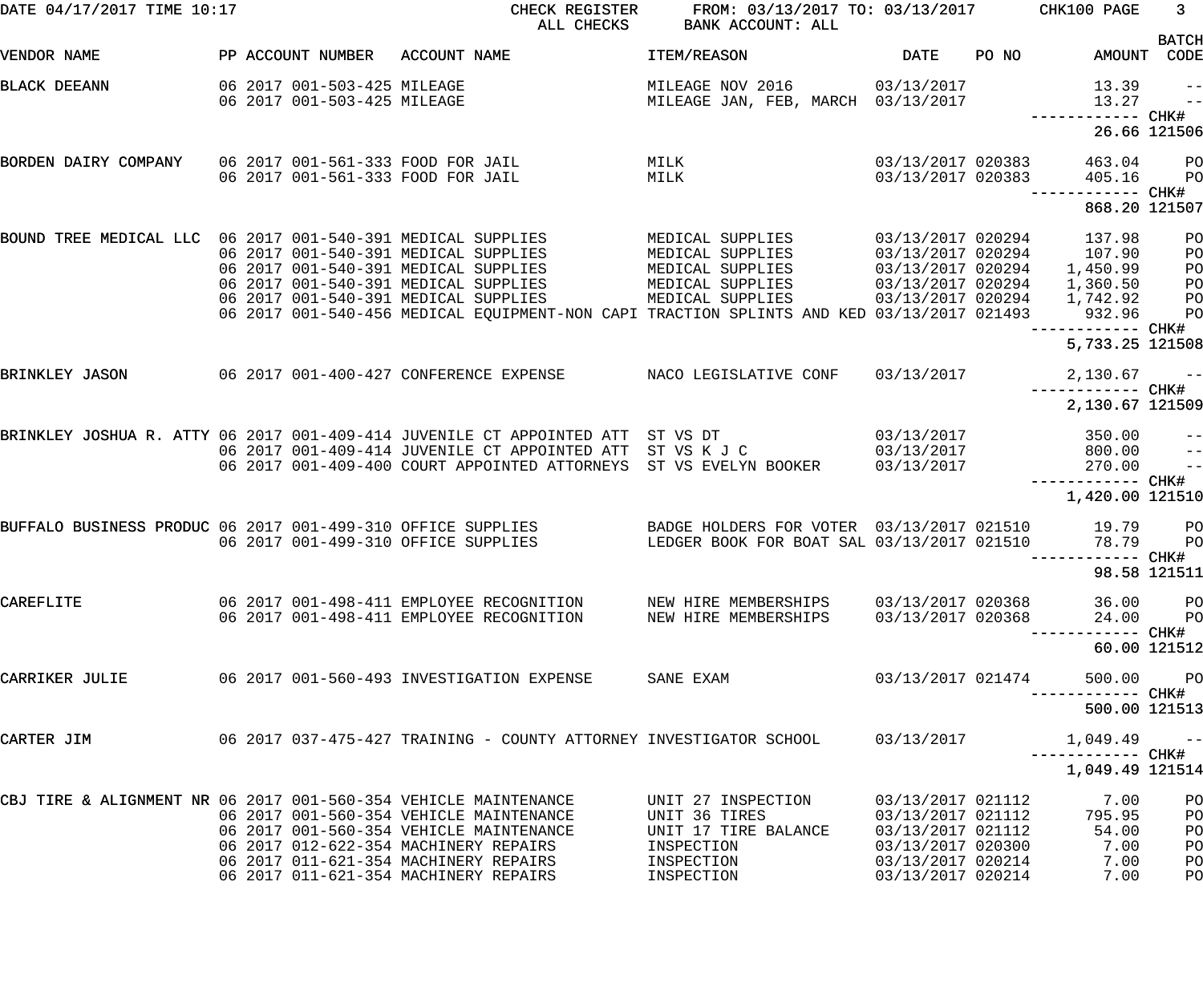DATE 04/17/2017 TIME 10:17 CHECK REGISTER FROM: 03/13/2017 TO: 03/13/2017 CHK100 PAGE 3

ALL CHECKS BANK ACCOUNT: ALL

| VENDOR NAME | PP ACCOUNT NUMBER | ACCOUNT NAME | ITEM/REASON | DATE | PO NO | AMOUNT | BATCH CODE |
|---|---|---|---|---|---|---|---|
| BLACK DEEANN | 06 2017 001-503-425 | MILEAGE | MILEAGE NOV 2016 | 03/13/2017 | | 13.39 | -- |
| | 06 2017 001-503-425 | MILEAGE | MILEAGE JAN, FEB, MARCH | 03/13/2017 | | 13.27 | -- |
| | | | | | | 26.66 | CHK# 121506 |
| BORDEN DAIRY COMPANY | 06 2017 001-561-333 | FOOD FOR JAIL | MILK | 03/13/2017 | 020383 | 463.04 | PO |
| | 06 2017 001-561-333 | FOOD FOR JAIL | MILK | 03/13/2017 | 020383 | 405.16 | PO |
| | | | | | | 868.20 | CHK# 121507 |
| BOUND TREE MEDICAL LLC | 06 2017 001-540-391 | MEDICAL SUPPLIES | MEDICAL SUPPLIES | 03/13/2017 | 020294 | 137.98 | PO |
| | 06 2017 001-540-391 | MEDICAL SUPPLIES | MEDICAL SUPPLIES | 03/13/2017 | 020294 | 107.90 | PO |
| | 06 2017 001-540-391 | MEDICAL SUPPLIES | MEDICAL SUPPLIES | 03/13/2017 | 020294 | 1,450.99 | PO |
| | 06 2017 001-540-391 | MEDICAL SUPPLIES | MEDICAL SUPPLIES | 03/13/2017 | 020294 | 1,360.50 | PO |
| | 06 2017 001-540-391 | MEDICAL SUPPLIES | MEDICAL SUPPLIES | 03/13/2017 | 020294 | 1,742.92 | PO |
| | 06 2017 001-540-456 | MEDICAL EQUIPMENT-NON CAPI | TRACTION SPLINTS AND KED | 03/13/2017 | 021493 | 932.96 | PO |
| | | | | | | 5,733.25 | CHK# 121508 |
| BRINKLEY JASON | 06 2017 001-400-427 | CONFERENCE EXPENSE | NACO LEGISLATIVE CONF | 03/13/2017 | | 2,130.67 | -- |
| | | | | | | 2,130.67 | CHK# 121509 |
| BRINKLEY JOSHUA R. ATTY | 06 2017 001-409-414 | JUVENILE CT APPOINTED ATT | ST VS DT | 03/13/2017 | | 350.00 | -- |
| | 06 2017 001-409-414 | JUVENILE CT APPOINTED ATT | ST VS K J C | 03/13/2017 | | 800.00 | -- |
| | 06 2017 001-409-400 | COURT APPOINTED ATTORNEYS | ST VS EVELYN BOOKER | 03/13/2017 | | 270.00 | -- |
| | | | | | | 1,420.00 | CHK# 121510 |
| BUFFALO BUSINESS PRODUC | 06 2017 001-499-310 | OFFICE SUPPLIES | BADGE HOLDERS FOR VOTER | 03/13/2017 | 021510 | 19.79 | PO |
| | 06 2017 001-499-310 | OFFICE SUPPLIES | LEDGER BOOK FOR BOAT SAL | 03/13/2017 | 021510 | 78.79 | PO |
| | | | | | | 98.58 | CHK# 121511 |
| CAREFLITE | 06 2017 001-498-411 | EMPLOYEE RECOGNITION | NEW HIRE MEMBERSHIPS | 03/13/2017 | 020368 | 36.00 | PO |
| | 06 2017 001-498-411 | EMPLOYEE RECOGNITION | NEW HIRE MEMBERSHIPS | 03/13/2017 | 020368 | 24.00 | PO |
| | | | | | | 60.00 | CHK# 121512 |
| CARRIKER JULIE | 06 2017 001-560-493 | INVESTIGATION EXPENSE | SANE EXAM | 03/13/2017 | 021474 | 500.00 | PO |
| | | | | | | 500.00 | CHK# 121513 |
| CARTER JIM | 06 2017 037-475-427 | TRAINING - COUNTY ATTORNEY | INVESTIGATOR SCHOOL | 03/13/2017 | | 1,049.49 | -- |
| | | | | | | 1,049.49 | CHK# 121514 |
| CBJ TIRE & ALIGNMENT NR | 06 2017 001-560-354 | VEHICLE MAINTENANCE | UNIT 27 INSPECTION | 03/13/2017 | 021112 | 7.00 | PO |
| | 06 2017 001-560-354 | VEHICLE MAINTENANCE | UNIT 36 TIRES | 03/13/2017 | 021112 | 795.95 | PO |
| | 06 2017 001-560-354 | VEHICLE MAINTENANCE | UNIT 17 TIRE BALANCE | 03/13/2017 | 021112 | 54.00 | PO |
| | 06 2017 012-622-354 | MACHINERY REPAIRS | INSPECTION | 03/13/2017 | 020300 | 7.00 | PO |
| | 06 2017 011-621-354 | MACHINERY REPAIRS | INSPECTION | 03/13/2017 | 020214 | 7.00 | PO |
| | 06 2017 011-621-354 | MACHINERY REPAIRS | INSPECTION | 03/13/2017 | 020214 | 7.00 | PO |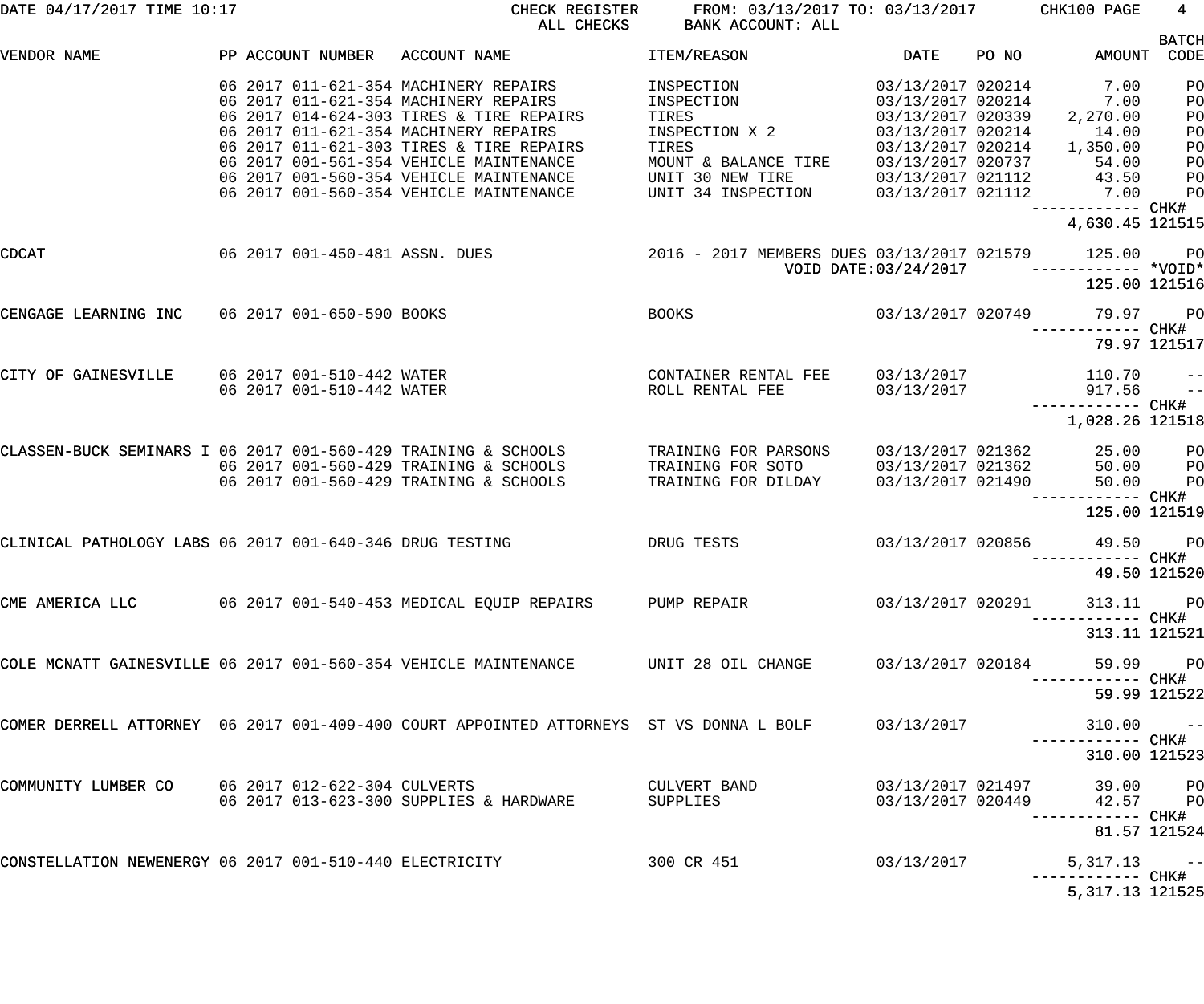DATE 04/17/2017 TIME 10:17 CHECK REGISTER FROM: 03/13/2017 TO: 03/13/2017 CHK100 PAGE 4

ALL CHECKS BANK ACCOUNT: ALL

| VENDOR NAME | PP ACCOUNT NUMBER | ACCOUNT NAME | ITEM/REASON | DATE | PO NO | AMOUNT | BATCH CODE |
|---|---|---|---|---|---|---|---|
| | 06 2017 011-621-354 | MACHINERY REPAIRS | INSPECTION | 03/13/2017 | 020214 | 7.00 | PO |
| | 06 2017 011-621-354 | MACHINERY REPAIRS | INSPECTION | 03/13/2017 | 020214 | 7.00 | PO |
| | 06 2017 014-624-303 | TIRES & TIRE REPAIRS | TIRES | 03/13/2017 | 020339 | 2,270.00 | PO |
| | 06 2017 011-621-354 | MACHINERY REPAIRS | INSPECTION X 2 | 03/13/2017 | 020214 | 14.00 | PO |
| | 06 2017 011-621-303 | TIRES & TIRE REPAIRS | TIRES | 03/13/2017 | 020214 | 1,350.00 | PO |
| | 06 2017 001-561-354 | VEHICLE MAINTENANCE | MOUNT & BALANCE TIRE | 03/13/2017 | 020737 | 54.00 | PO |
| | 06 2017 001-560-354 | VEHICLE MAINTENANCE | UNIT 30 NEW TIRE | 03/13/2017 | 021112 | 43.50 | PO |
| | 06 2017 001-560-354 | VEHICLE MAINTENANCE | UNIT 34 INSPECTION | 03/13/2017 | 021112 | 7.00 | PO |
| | | | | | | ------------ 4,630.45 | CHK# 121515 |
| CDCAT | 06 2017 001-450-481 | ASSN. DUES | 2016 - 2017 MEMBERS DUES | 03/13/2017 | 021579 | 125.00 | PO |
| | | | | VOID DATE:03/24/2017 | | ------------ 125.00 | *VOID* 121516 |
| CENGAGE LEARNING INC | 06 2017 001-650-590 | BOOKS | BOOKS | 03/13/2017 | 020749 | 79.97 | PO |
| | | | | | | ------------ 79.97 | CHK# 121517 |
| CITY OF GAINESVILLE | 06 2017 001-510-442 | WATER | CONTAINER RENTAL FEE | 03/13/2017 | | 110.70 | -- |
| | 06 2017 001-510-442 | WATER | ROLL RENTAL FEE | 03/13/2017 | | 917.56 | -- |
| | | | | | | ------------ 1,028.26 | CHK# 121518 |
| CLASSEN-BUCK SEMINARS I | 06 2017 001-560-429 | TRAINING & SCHOOLS | TRAINING FOR PARSONS | 03/13/2017 | 021362 | 25.00 | PO |
| | 06 2017 001-560-429 | TRAINING & SCHOOLS | TRAINING FOR SOTO | 03/13/2017 | 021362 | 50.00 | PO |
| | 06 2017 001-560-429 | TRAINING & SCHOOLS | TRAINING FOR DILDAY | 03/13/2017 | 021490 | 50.00 | PO |
| | | | | | | ------------ 125.00 | CHK# 121519 |
| CLINICAL PATHOLOGY LABS | 06 2017 001-640-346 | DRUG TESTING | DRUG TESTS | 03/13/2017 | 020856 | 49.50 | PO |
| | | | | | | ------------ 49.50 | CHK# 121520 |
| CME AMERICA LLC | 06 2017 001-540-453 | MEDICAL EQUIP REPAIRS | PUMP REPAIR | 03/13/2017 | 020291 | 313.11 | PO |
| | | | | | | ------------ 313.11 | CHK# 121521 |
| COLE MCNATT GAINESVILLE | 06 2017 001-560-354 | VEHICLE MAINTENANCE | UNIT 28 OIL CHANGE | 03/13/2017 | 020184 | 59.99 | PO |
| | | | | | | ------------ 59.99 | CHK# 121522 |
| COMER DERRELL ATTORNEY | 06 2017 001-409-400 | COURT APPOINTED ATTORNEYS | ST VS DONNA L BOLF | 03/13/2017 | | 310.00 | -- |
| | | | | | | ------------ 310.00 | CHK# 121523 |
| COMMUNITY LUMBER CO | 06 2017 012-622-304 | CULVERTS | CULVERT BAND | 03/13/2017 | 021497 | 39.00 | PO |
| | 06 2017 013-623-300 | SUPPLIES & HARDWARE | SUPPLIES | 03/13/2017 | 020449 | 42.57 | PO |
| | | | | | | ------------ 81.57 | CHK# 121524 |
| CONSTELLATION NEWENERGY | 06 2017 001-510-440 | ELECTRICITY | 300 CR 451 | 03/13/2017 | | 5,317.13 | -- |
| | | | | | | ------------ 5,317.13 | CHK# 121525 |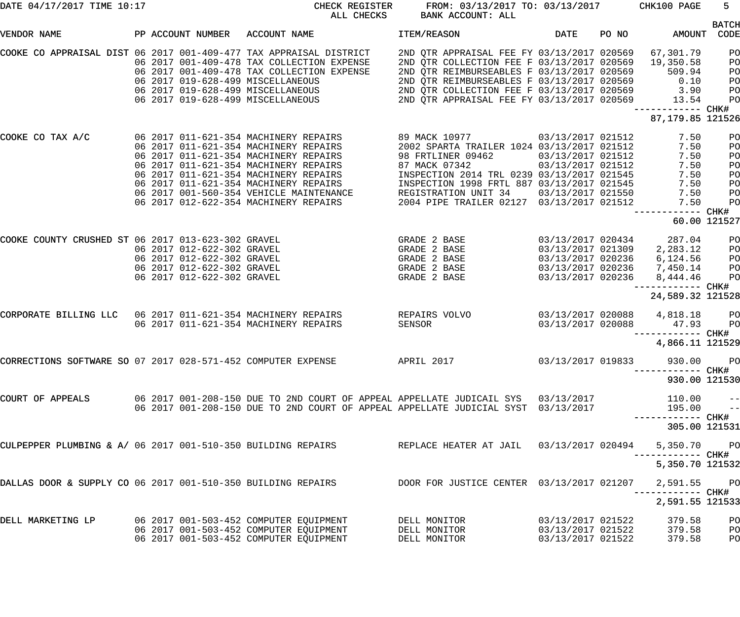DATE 04/17/2017 TIME 10:17 CHECK REGISTER FROM: 03/13/2017 TO: 03/13/2017 CHK100 PAGE 5
ALL CHECKS BANK ACCOUNT: ALL

| VENDOR NAME | PP | ACCOUNT NUMBER | ACCOUNT NAME | ITEM/REASON | DATE | PO NO | AMOUNT | BATCH CODE |
|---|---|---|---|---|---|---|---|---|
| COOKE CO APPRAISAL DIST | 06 | 2017 001-409-477 | TAX APPRAISAL DISTRICT | 2ND QTR APPRAISAL FEE FY | 03/13/2017 | 020569 | 67,301.79 | PO |
| | 06 | 2017 001-409-478 | TAX COLLECTION EXPENSE | 2ND QTR COLLECTION FEE F | 03/13/2017 | 020569 | 19,350.58 | PO |
| | 06 | 2017 001-409-478 | TAX COLLECTION EXPENSE | 2ND QTR REIMBURSEABLES F | 03/13/2017 | 020569 | 509.94 | PO |
| | 06 | 2017 019-628-499 | MISCELLANEOUS | 2ND QTR REIMBURSEABLES F | 03/13/2017 | 020569 | 0.10 | PO |
| | 06 | 2017 019-628-499 | MISCELLANEOUS | 2ND QTR COLLECTION FEE F | 03/13/2017 | 020569 | 3.90 | PO |
| | 06 | 2017 019-628-499 | MISCELLANEOUS | 2ND QTR APPRAISAL FEE FY | 03/13/2017 | 020569 | 13.54 | PO |
| | | | | | | | 87,179.85 | CHK# 121526 |
| COOKE CO TAX A/C | 06 | 2017 011-621-354 | MACHINERY REPAIRS | 89 MACK 10977 | 03/13/2017 | 021512 | 7.50 | PO |
| | 06 | 2017 011-621-354 | MACHINERY REPAIRS | 2002 SPARTA TRAILER 1024 | 03/13/2017 | 021512 | 7.50 | PO |
| | 06 | 2017 011-621-354 | MACHINERY REPAIRS | 98 FRTLINER 09462 | 03/13/2017 | 021512 | 7.50 | PO |
| | 06 | 2017 011-621-354 | MACHINERY REPAIRS | 87 MACK 07342 | 03/13/2017 | 021512 | 7.50 | PO |
| | 06 | 2017 011-621-354 | MACHINERY REPAIRS | INSPECTION 2014 TRL 0239 | 03/13/2017 | 021545 | 7.50 | PO |
| | 06 | 2017 011-621-354 | MACHINERY REPAIRS | INSPECTION 1998 FRTL 887 | 03/13/2017 | 021545 | 7.50 | PO |
| | 06 | 2017 001-560-354 | VEHICLE MAINTENANCE | REGISTRATION UNIT 34 | 03/13/2017 | 021550 | 7.50 | PO |
| | 06 | 2017 012-622-354 | MACHINERY REPAIRS | 2004 PIPE TRAILER 02127 | 03/13/2017 | 021512 | 7.50 | PO |
| | | | | | | | 60.00 | CHK# 121527 |
| COOKE COUNTY CRUSHED ST | 06 | 2017 013-623-302 | GRAVEL | GRADE 2 BASE | 03/13/2017 | 020434 | 287.04 | PO |
| | 06 | 2017 012-622-302 | GRAVEL | GRADE 2 BASE | 03/13/2017 | 021309 | 2,283.12 | PO |
| | 06 | 2017 012-622-302 | GRAVEL | GRADE 2 BASE | 03/13/2017 | 020236 | 6,124.56 | PO |
| | 06 | 2017 012-622-302 | GRAVEL | GRADE 2 BASE | 03/13/2017 | 020236 | 7,450.14 | PO |
| | 06 | 2017 012-622-302 | GRAVEL | GRADE 2 BASE | 03/13/2017 | 020236 | 8,444.46 | PO |
| | | | | | | | 24,589.32 | CHK# 121528 |
| CORPORATE BILLING LLC | 06 | 2017 011-621-354 | MACHINERY REPAIRS | REPAIRS VOLVO | 03/13/2017 | 020088 | 4,818.18 | PO |
| | 06 | 2017 011-621-354 | MACHINERY REPAIRS | SENSOR | 03/13/2017 | 020088 | 47.93 | PO |
| | | | | | | | 4,866.11 | CHK# 121529 |
| CORRECTIONS SOFTWARE SO | 07 | 2017 028-571-452 | COMPUTER EXPENSE | APRIL 2017 | 03/13/2017 | 019833 | 930.00 | PO |
| | | | | | | | 930.00 | CHK# 121530 |
| COURT OF APPEALS | 06 | 2017 001-208-150 | DUE TO 2ND COURT OF APPEAL | APPELLATE JUDICAIL SYS | 03/13/2017 | | 110.00 | -- |
| | 06 | 2017 001-208-150 | DUE TO 2ND COURT OF APPEAL | APPELLATE JUDICIAL SYST | 03/13/2017 | | 195.00 | -- |
| | | | | | | | 305.00 | CHK# 121531 |
| CULPEPPER PLUMBING & A/ | 06 | 2017 001-510-350 | BUILDING REPAIRS | REPLACE HEATER AT JAIL | 03/13/2017 | 020494 | 5,350.70 | PO |
| | | | | | | | 5,350.70 | CHK# 121532 |
| DALLAS DOOR & SUPPLY CO | 06 | 2017 001-510-350 | BUILDING REPAIRS | DOOR FOR JUSTICE CENTER | 03/13/2017 | 021207 | 2,591.55 | PO |
| | | | | | | | 2,591.55 | CHK# 121533 |
| DELL MARKETING LP | 06 | 2017 001-503-452 | COMPUTER EQUIPMENT | DELL MONITOR | 03/13/2017 | 021522 | 379.58 | PO |
| | 06 | 2017 001-503-452 | COMPUTER EQUIPMENT | DELL MONITOR | 03/13/2017 | 021522 | 379.58 | PO |
| | 06 | 2017 001-503-452 | COMPUTER EQUIPMENT | DELL MONITOR | 03/13/2017 | 021522 | 379.58 | PO |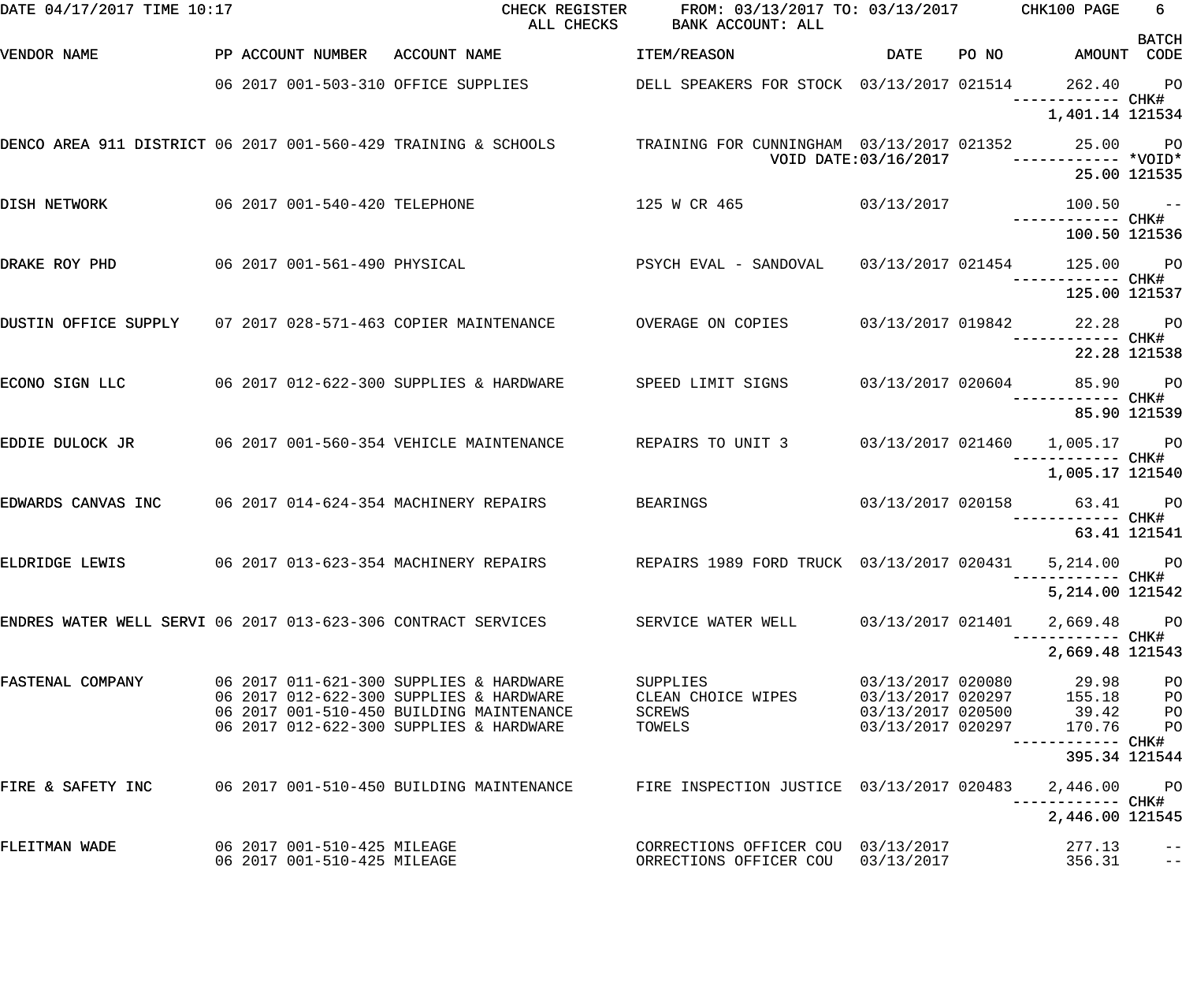DATE 04/17/2017 TIME 10:17 CHECK REGISTER FROM: 03/13/2017 TO: 03/13/2017 CHK100 PAGE 6

ALL CHECKS BANK ACCOUNT: ALL

| VENDOR NAME | PP | ACCOUNT NUMBER | ACCOUNT NAME | ITEM/REASON | DATE | PO NO | AMOUNT | BATCH CODE |
|---|---|---|---|---|---|---|---|---|
| | 06 2017 | 001-503-310 | OFFICE SUPPLIES | DELL SPEAKERS FOR STOCK | 03/13/2017 | 021514 | 262.40 | PO |
| | | | | | | | ------------ | CHK# |
| | | | | | | | 1,401.14 | 121534 |
| DENCO AREA 911 DISTRICT | 06 2017 | 001-560-429 | TRAINING & SCHOOLS | TRAINING FOR CUNNINGHAM | 03/13/2017 | 021352 | 25.00 | PO |
| | | | | VOID DATE:03/16/2017 | | | ------------ | *VOID* |
| | | | | | | | 25.00 | 121535 |
| DISH NETWORK | 06 2017 | 001-540-420 | TELEPHONE | 125 W CR 465 | 03/13/2017 | | 100.50 | -- |
| | | | | | | | ------------ | CHK# |
| | | | | | | | 100.50 | 121536 |
| DRAKE ROY PHD | 06 2017 | 001-561-490 | PHYSICAL | PSYCH EVAL - SANDOVAL | 03/13/2017 | 021454 | 125.00 | PO |
| | | | | | | | ------------ | CHK# |
| | | | | | | | 125.00 | 121537 |
| DUSTIN OFFICE SUPPLY | 07 2017 | 028-571-463 | COPIER MAINTENANCE | OVERAGE ON COPIES | 03/13/2017 | 019842 | 22.28 | PO |
| | | | | | | | ------------ | CHK# |
| | | | | | | | 22.28 | 121538 |
| ECONO SIGN LLC | 06 2017 | 012-622-300 | SUPPLIES & HARDWARE | SPEED LIMIT SIGNS | 03/13/2017 | 020604 | 85.90 | PO |
| | | | | | | | ------------ | CHK# |
| | | | | | | | 85.90 | 121539 |
| EDDIE DULOCK JR | 06 2017 | 001-560-354 | VEHICLE MAINTENANCE | REPAIRS TO UNIT 3 | 03/13/2017 | 021460 | 1,005.17 | PO |
| | | | | | | | ------------ | CHK# |
| | | | | | | | 1,005.17 | 121540 |
| EDWARDS CANVAS INC | 06 2017 | 014-624-354 | MACHINERY REPAIRS | BEARINGS | 03/13/2017 | 020158 | 63.41 | PO |
| | | | | | | | ------------ | CHK# |
| | | | | | | | 63.41 | 121541 |
| ELDRIDGE LEWIS | 06 2017 | 013-623-354 | MACHINERY REPAIRS | REPAIRS 1989 FORD TRUCK | 03/13/2017 | 020431 | 5,214.00 | PO |
| | | | | | | | ------------ | CHK# |
| | | | | | | | 5,214.00 | 121542 |
| ENDRES WATER WELL SERVI | 06 2017 | 013-623-306 | CONTRACT SERVICES | SERVICE WATER WELL | 03/13/2017 | 021401 | 2,669.48 | PO |
| | | | | | | | ------------ | CHK# |
| | | | | | | | 2,669.48 | 121543 |
| FASTENAL COMPANY | 06 2017 | 011-621-300 | SUPPLIES & HARDWARE | SUPPLIES | 03/13/2017 | 020080 | 29.98 | PO |
| | 06 2017 | 012-622-300 | SUPPLIES & HARDWARE | CLEAN CHOICE WIPES | 03/13/2017 | 020297 | 155.18 | PO |
| | 06 2017 | 001-510-450 | BUILDING MAINTENANCE | SCREWS | 03/13/2017 | 020500 | 39.42 | PO |
| | 06 2017 | 012-622-300 | SUPPLIES & HARDWARE | TOWELS | 03/13/2017 | 020297 | 170.76 | PO |
| | | | | | | | ------------ | CHK# |
| | | | | | | | 395.34 | 121544 |
| FIRE & SAFETY INC | 06 2017 | 001-510-450 | BUILDING MAINTENANCE | FIRE INSPECTION JUSTICE | 03/13/2017 | 020483 | 2,446.00 | PO |
| | | | | | | | ------------ | CHK# |
| | | | | | | | 2,446.00 | 121545 |
| FLEITMAN WADE | 06 2017 | 001-510-425 | MILEAGE | CORRECTIONS OFFICER COU | 03/13/2017 | | 277.13 | -- |
| | 06 2017 | 001-510-425 | MILEAGE | ORRECTIONS OFFICER COU | 03/13/2017 | | 356.31 | -- |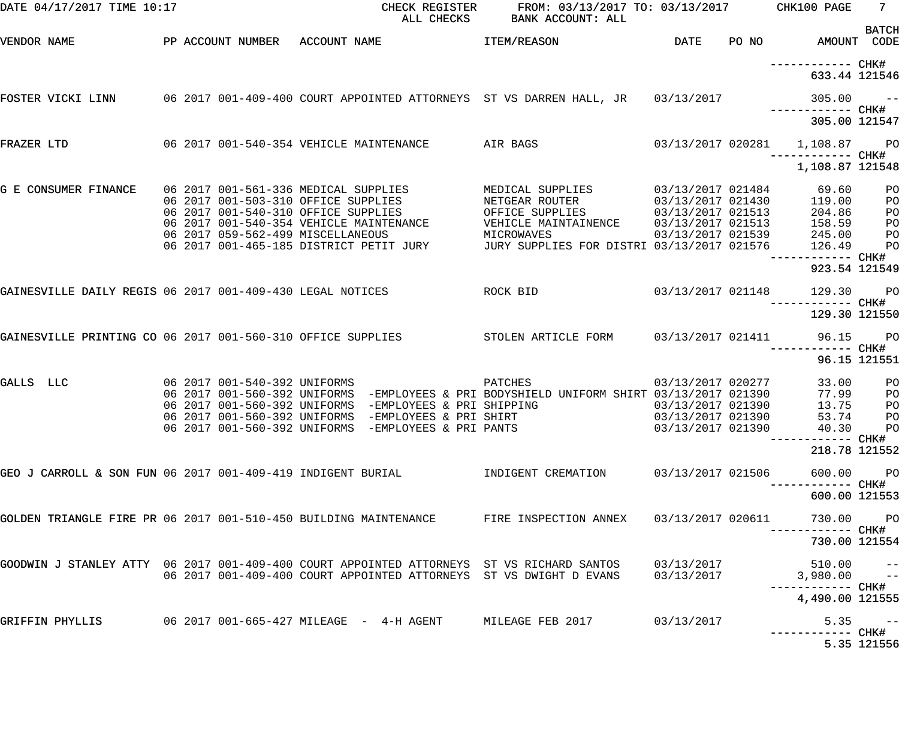DATE 04/17/2017 TIME 10:17 CHECK REGISTER FROM: 03/13/2017 TO: 03/13/2017 CHK100 PAGE 7
ALL CHECKS BANK ACCOUNT: ALL

| VENDOR NAME | PP | ACCOUNT NUMBER | ACCOUNT NAME | ITEM/REASON | DATE | PO NO | AMOUNT | BATCH CODE |
|---|---|---|---|---|---|---|---|---|
| | | | | | | | ------------ CHK# | |
| | | | | | | | 633.44 | 121546 |
| FOSTER VICKI LINN | 06 | 2017 001-409-400 | COURT APPOINTED ATTORNEYS | ST VS DARREN HALL, JR | 03/13/2017 | | 305.00 | -- |
| | | | | | | | ------------ CHK# | |
| | | | | | | | 305.00 | 121547 |
| FRAZER LTD | 06 | 2017 001-540-354 | VEHICLE MAINTENANCE | AIR BAGS | 03/13/2017 | 020281 | 1,108.87 | PO |
| | | | | | | | ------------ CHK# | |
| | | | | | | | 1,108.87 | 121548 |
| G E CONSUMER FINANCE | 06 | 2017 001-561-336 | MEDICAL SUPPLIES | MEDICAL SUPPLIES | 03/13/2017 | 021484 | 69.60 | PO |
| | 06 | 2017 001-503-310 | OFFICE SUPPLIES | NETGEAR ROUTER | 03/13/2017 | 021430 | 119.00 | PO |
| | 06 | 2017 001-540-310 | OFFICE SUPPLIES | OFFICE SUPPLIES | 03/13/2017 | 021513 | 204.86 | PO |
| | 06 | 2017 001-540-354 | VEHICLE MAINTENANCE | VEHICLE MAINTAINENCE | 03/13/2017 | 021513 | 158.59 | PO |
| | 06 | 2017 059-562-499 | MISCELLANEOUS | MICROWAVES | 03/13/2017 | 021539 | 245.00 | PO |
| | 06 | 2017 001-465-185 | DISTRICT PETIT JURY | JURY SUPPLIES FOR DISTRI | 03/13/2017 | 021576 | 126.49 | PO |
| | | | | | | | ------------ CHK# | |
| | | | | | | | 923.54 | 121549 |
| GAINESVILLE DAILY REGIS | 06 | 2017 001-409-430 | LEGAL NOTICES | ROCK BID | 03/13/2017 | 021148 | 129.30 | PO |
| | | | | | | | ------------ CHK# | |
| | | | | | | | 129.30 | 121550 |
| GAINESVILLE PRINTING CO | 06 | 2017 001-560-310 | OFFICE SUPPLIES | STOLEN ARTICLE FORM | 03/13/2017 | 021411 | 96.15 | PO |
| | | | | | | | ------------ CHK# | |
| | | | | | | | 96.15 | 121551 |
| GALLS LLC | 06 | 2017 001-540-392 | UNIFORMS | PATCHES | 03/13/2017 | 020277 | 33.00 | PO |
| | 06 | 2017 001-560-392 | UNIFORMS -EMPLOYEES & PRI | BODYSHIELD UNIFORM SHIRT | 03/13/2017 | 021390 | 77.99 | PO |
| | 06 | 2017 001-560-392 | UNIFORMS -EMPLOYEES & PRI | SHIPPING | 03/13/2017 | 021390 | 13.75 | PO |
| | 06 | 2017 001-560-392 | UNIFORMS -EMPLOYEES & PRI | SHIRT | 03/13/2017 | 021390 | 53.74 | PO |
| | 06 | 2017 001-560-392 | UNIFORMS -EMPLOYEES & PRI | PANTS | 03/13/2017 | 021390 | 40.30 | PO |
| | | | | | | | ------------ CHK# | |
| | | | | | | | 218.78 | 121552 |
| GEO J CARROLL & SON FUN | 06 | 2017 001-409-419 | INDIGENT BURIAL | INDIGENT CREMATION | 03/13/2017 | 021506 | 600.00 | PO |
| | | | | | | | ------------ CHK# | |
| | | | | | | | 600.00 | 121553 |
| GOLDEN TRIANGLE FIRE PR | 06 | 2017 001-510-450 | BUILDING MAINTENANCE | FIRE INSPECTION ANNEX | 03/13/2017 | 020611 | 730.00 | PO |
| | | | | | | | ------------ CHK# | |
| | | | | | | | 730.00 | 121554 |
| GOODWIN J STANLEY ATTY | 06 | 2017 001-409-400 | COURT APPOINTED ATTORNEYS | ST VS RICHARD SANTOS | 03/13/2017 | | 510.00 | -- |
| | 06 | 2017 001-409-400 | COURT APPOINTED ATTORNEYS | ST VS DWIGHT D EVANS | 03/13/2017 | | 3,980.00 | -- |
| | | | | | | | ------------ CHK# | |
| | | | | | | | 4,490.00 | 121555 |
| GRIFFIN PHYLLIS | 06 | 2017 001-665-427 | MILEAGE - 4-H AGENT | MILEAGE FEB 2017 | 03/13/2017 | | 5.35 | -- |
| | | | | | | | ------------ CHK# | |
| | | | | | | | 5.35 | 121556 |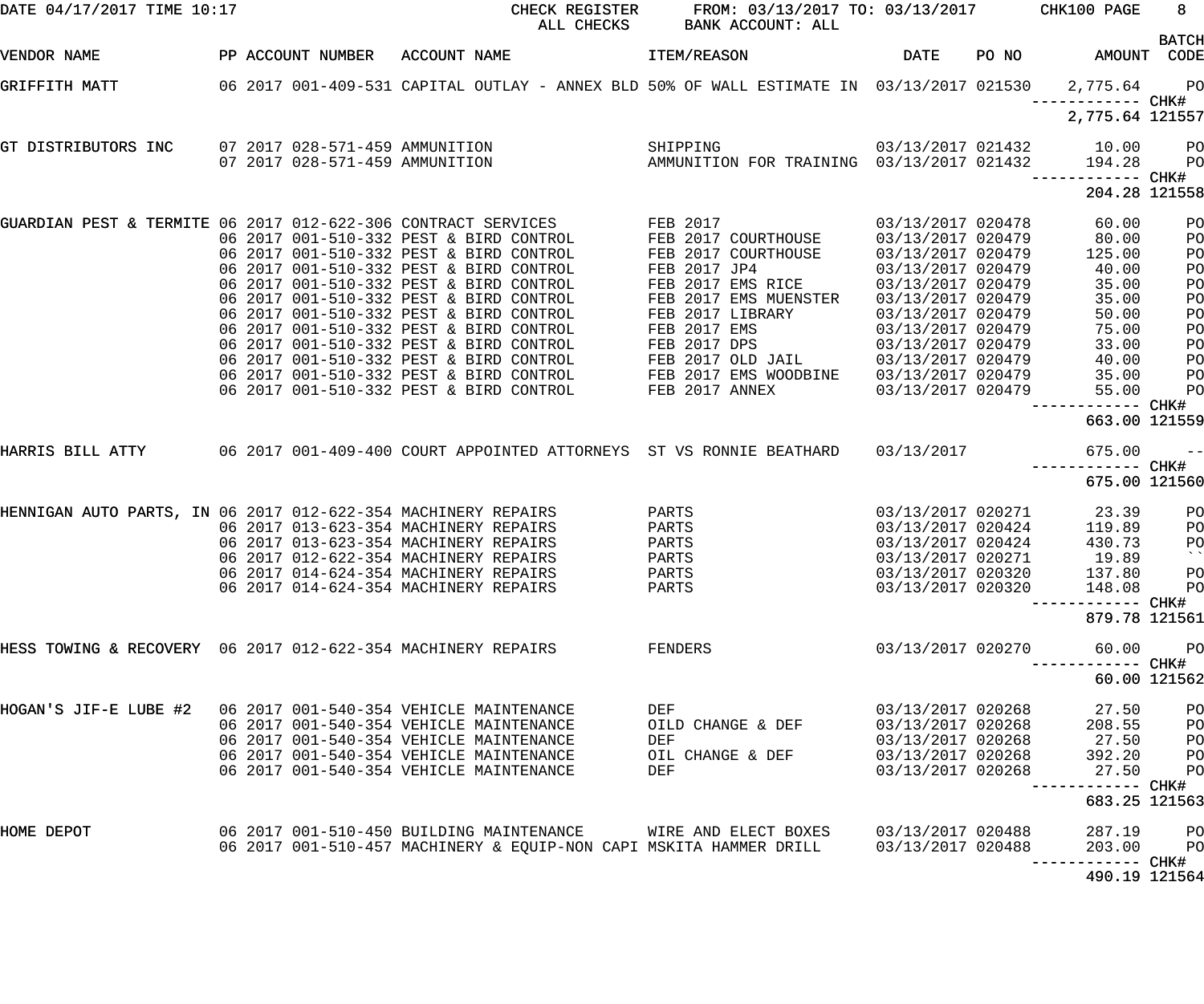DATE 04/17/2017 TIME 10:17 CHECK REGISTER ALL CHECKS FROM: 03/13/2017 TO: 03/13/2017 BANK ACCOUNT: ALL CHK100 PAGE 8

| VENDOR NAME | PP | ACCOUNT NUMBER | ACCOUNT NAME | ITEM/REASON | DATE | PO NO | AMOUNT | BATCH CODE |
|---|---|---|---|---|---|---|---|---|
| GRIFFITH MATT | 06 | 2017 001-409-531 | CAPITAL OUTLAY - ANNEX BLD | 50% OF WALL ESTIMATE IN | 03/13/2017 | 021530 | 2,775.64 | PO |
| | | | | | | | ------------ | CHK# |
| | | | | | | | 2,775.64 | 121557 |
| GT DISTRIBUTORS INC | 07 | 2017 028-571-459 | AMMUNITION | SHIPPING | 03/13/2017 | 021432 | 10.00 | PO |
| | 07 | 2017 028-571-459 | AMMUNITION | AMMUNITION FOR TRAINING | 03/13/2017 | 021432 | 194.28 | PO |
| | | | | | | | ------------ | CHK# |
| | | | | | | | 204.28 | 121558 |
| GUARDIAN PEST & TERMITE | 06 | 2017 012-622-306 | CONTRACT SERVICES | FEB 2017 | 03/13/2017 | 020478 | 60.00 | PO |
| | 06 | 2017 001-510-332 | PEST & BIRD CONTROL | FEB 2017 COURTHOUSE | 03/13/2017 | 020479 | 80.00 | PO |
| | 06 | 2017 001-510-332 | PEST & BIRD CONTROL | FEB 2017 COURTHOUSE | 03/13/2017 | 020479 | 125.00 | PO |
| | 06 | 2017 001-510-332 | PEST & BIRD CONTROL | FEB 2017 JP4 | 03/13/2017 | 020479 | 40.00 | PO |
| | 06 | 2017 001-510-332 | PEST & BIRD CONTROL | FEB 2017 EMS RICE | 03/13/2017 | 020479 | 35.00 | PO |
| | 06 | 2017 001-510-332 | PEST & BIRD CONTROL | FEB 2017 EMS MUENSTER | 03/13/2017 | 020479 | 35.00 | PO |
| | 06 | 2017 001-510-332 | PEST & BIRD CONTROL | FEB 2017 LIBRARY | 03/13/2017 | 020479 | 50.00 | PO |
| | 06 | 2017 001-510-332 | PEST & BIRD CONTROL | FEB 2017 EMS | 03/13/2017 | 020479 | 75.00 | PO |
| | 06 | 2017 001-510-332 | PEST & BIRD CONTROL | FEB 2017 DPS | 03/13/2017 | 020479 | 33.00 | PO |
| | 06 | 2017 001-510-332 | PEST & BIRD CONTROL | FEB 2017 OLD JAIL | 03/13/2017 | 020479 | 40.00 | PO |
| | 06 | 2017 001-510-332 | PEST & BIRD CONTROL | FEB 2017 EMS WOODBINE | 03/13/2017 | 020479 | 35.00 | PO |
| | 06 | 2017 001-510-332 | PEST & BIRD CONTROL | FEB 2017 ANNEX | 03/13/2017 | 020479 | 55.00 | PO |
| | | | | | | | ------------ | CHK# |
| | | | | | | | 663.00 | 121559 |
| HARRIS BILL ATTY | 06 | 2017 001-409-400 | COURT APPOINTED ATTORNEYS | ST VS RONNIE BEATHARD | 03/13/2017 | | 675.00 | -- |
| | | | | | | | ------------ | CHK# |
| | | | | | | | 675.00 | 121560 |
| HENNIGAN AUTO PARTS, IN | 06 | 2017 012-622-354 | MACHINERY REPAIRS | PARTS | 03/13/2017 | 020271 | 23.39 | PO |
| | 06 | 2017 013-623-354 | MACHINERY REPAIRS | PARTS | 03/13/2017 | 020424 | 119.89 | PO |
| | 06 | 2017 013-623-354 | MACHINERY REPAIRS | PARTS | 03/13/2017 | 020424 | 430.73 | PO |
| | 06 | 2017 012-622-354 | MACHINERY REPAIRS | PARTS | 03/13/2017 | 020271 | 19.89 | `` |
| | 06 | 2017 014-624-354 | MACHINERY REPAIRS | PARTS | 03/13/2017 | 020320 | 137.80 | PO |
| | 06 | 2017 014-624-354 | MACHINERY REPAIRS | PARTS | 03/13/2017 | 020320 | 148.08 | PO |
| | | | | | | | ------------ | CHK# |
| | | | | | | | 879.78 | 121561 |
| HESS TOWING & RECOVERY | 06 | 2017 012-622-354 | MACHINERY REPAIRS | FENDERS | 03/13/2017 | 020270 | 60.00 | PO |
| | | | | | | | ------------ | CHK# |
| | | | | | | | 60.00 | 121562 |
| HOGAN'S JIF-E LUBE #2 | 06 | 2017 001-540-354 | VEHICLE MAINTENANCE | DEF | 03/13/2017 | 020268 | 27.50 | PO |
| | 06 | 2017 001-540-354 | VEHICLE MAINTENANCE | OILD CHANGE & DEF | 03/13/2017 | 020268 | 208.55 | PO |
| | 06 | 2017 001-540-354 | VEHICLE MAINTENANCE | DEF | 03/13/2017 | 020268 | 27.50 | PO |
| | 06 | 2017 001-540-354 | VEHICLE MAINTENANCE | OIL CHANGE & DEF | 03/13/2017 | 020268 | 392.20 | PO |
| | 06 | 2017 001-540-354 | VEHICLE MAINTENANCE | DEF | 03/13/2017 | 020268 | 27.50 | PO |
| | | | | | | | ------------ | CHK# |
| | | | | | | | 683.25 | 121563 |
| HOME DEPOT | 06 | 2017 001-510-450 | BUILDING MAINTENANCE | WIRE AND ELECT BOXES | 03/13/2017 | 020488 | 287.19 | PO |
| | 06 | 2017 001-510-457 | MACHINERY & EQUIP-NON CAPI | MSKITA HAMMER DRILL | 03/13/2017 | 020488 | 203.00 | PO |
| | | | | | | | ------------ | CHK# |
| | | | | | | | 490.19 | 121564 |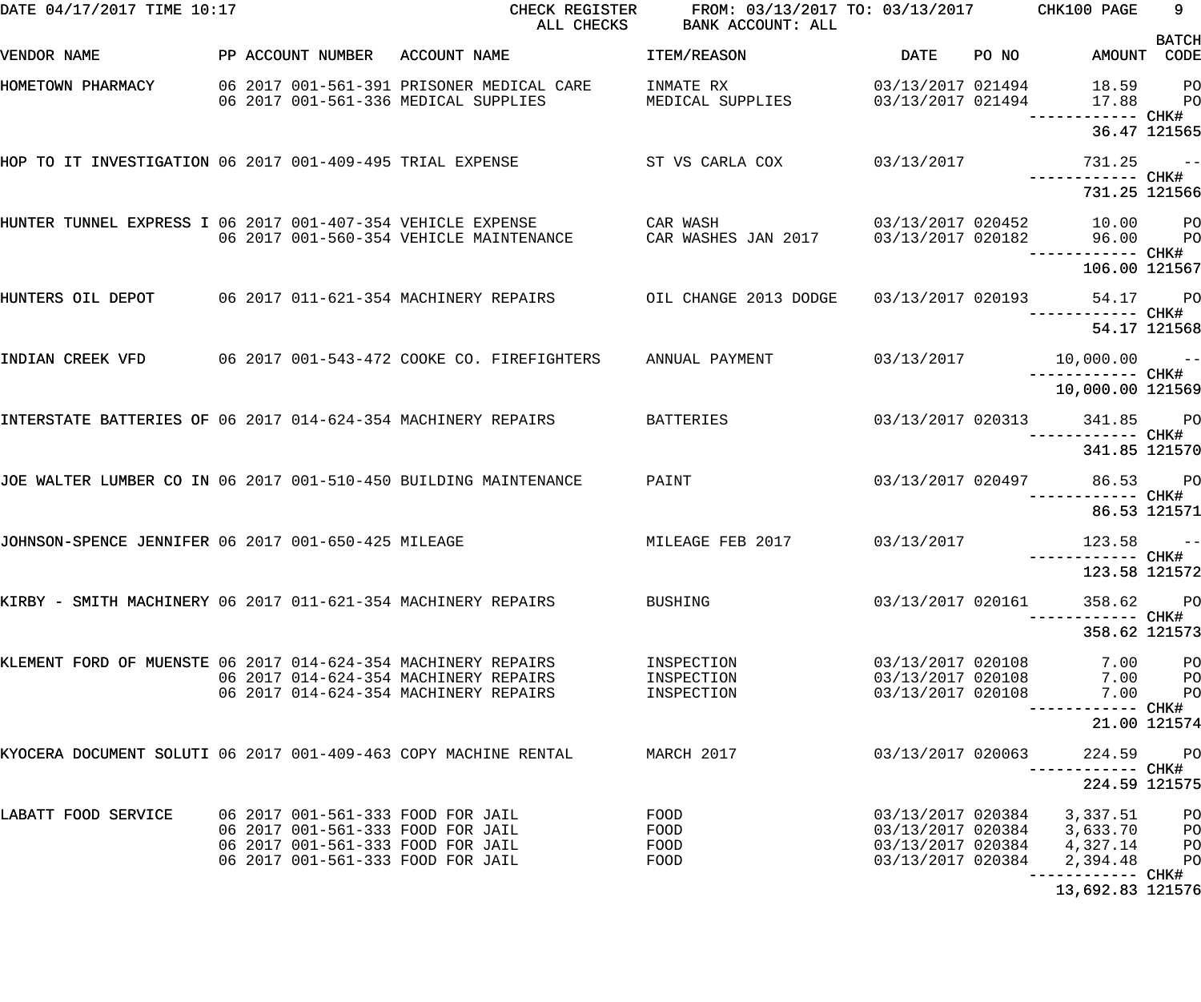DATE 04/17/2017 TIME 10:17 — CHECK REGISTER — ALL CHECKS — FROM: 03/13/2017 TO: 03/13/2017 — BANK ACCOUNT: ALL

| VENDOR NAME | PP | ACCOUNT NUMBER | ACCOUNT NAME | ITEM/REASON | DATE | PO NO | AMOUNT | BATCH CODE |
|---|---|---|---|---|---|---|---|---|
| HOMETOWN PHARMACY | 06 2017 | 001-561-391 | PRISONER MEDICAL CARE | INMATE RX | 03/13/2017 | 021494 | 18.59 | PO |
| | 06 2017 | 001-561-336 | MEDICAL SUPPLIES | MEDICAL SUPPLIES | 03/13/2017 | 021494 | 17.88 | PO |
| | | | | | | | 36.47 | CHK# 121565 |
| HOP TO IT INVESTIGATION | 06 2017 | 001-409-495 | TRIAL EXPENSE | ST VS CARLA COX | 03/13/2017 | | 731.25 | -- |
| | | | | | | | 731.25 | CHK# 121566 |
| HUNTER TUNNEL EXPRESS I | 06 2017 | 001-407-354 | VEHICLE EXPENSE | CAR WASH | 03/13/2017 | 020452 | 10.00 | PO |
| | 06 2017 | 001-560-354 | VEHICLE MAINTENANCE | CAR WASHES JAN 2017 | 03/13/2017 | 020182 | 96.00 | PO |
| | | | | | | | 106.00 | CHK# 121567 |
| HUNTERS OIL DEPOT | 06 2017 | 011-621-354 | MACHINERY REPAIRS | OIL CHANGE 2013 DODGE | 03/13/2017 | 020193 | 54.17 | PO |
| | | | | | | | 54.17 | CHK# 121568 |
| INDIAN CREEK VFD | 06 2017 | 001-543-472 | COOKE CO. FIREFIGHTERS | ANNUAL PAYMENT | 03/13/2017 | | 10,000.00 | -- |
| | | | | | | | 10,000.00 | CHK# 121569 |
| INTERSTATE BATTERIES OF | 06 2017 | 014-624-354 | MACHINERY REPAIRS | BATTERIES | 03/13/2017 | 020313 | 341.85 | PO |
| | | | | | | | 341.85 | CHK# 121570 |
| JOE WALTER LUMBER CO IN | 06 2017 | 001-510-450 | BUILDING MAINTENANCE | PAINT | 03/13/2017 | 020497 | 86.53 | PO |
| | | | | | | | 86.53 | CHK# 121571 |
| JOHNSON-SPENCE JENNIFER | 06 2017 | 001-650-425 | MILEAGE | MILEAGE FEB 2017 | 03/13/2017 | | 123.58 | -- |
| | | | | | | | 123.58 | CHK# 121572 |
| KIRBY - SMITH MACHINERY | 06 2017 | 011-621-354 | MACHINERY REPAIRS | BUSHING | 03/13/2017 | 020161 | 358.62 | PO |
| | | | | | | | 358.62 | CHK# 121573 |
| KLEMENT FORD OF MUENSTE | 06 2017 | 014-624-354 | MACHINERY REPAIRS | INSPECTION | 03/13/2017 | 020108 | 7.00 | PO |
| | 06 2017 | 014-624-354 | MACHINERY REPAIRS | INSPECTION | 03/13/2017 | 020108 | 7.00 | PO |
| | 06 2017 | 014-624-354 | MACHINERY REPAIRS | INSPECTION | 03/13/2017 | 020108 | 7.00 | PO |
| | | | | | | | 21.00 | CHK# 121574 |
| KYOCERA DOCUMENT SOLUTI | 06 2017 | 001-409-463 | COPY MACHINE RENTAL | MARCH 2017 | 03/13/2017 | 020063 | 224.59 | PO |
| | | | | | | | 224.59 | CHK# 121575 |
| LABATT FOOD SERVICE | 06 2017 | 001-561-333 | FOOD FOR JAIL | FOOD | 03/13/2017 | 020384 | 3,337.51 | PO |
| | 06 2017 | 001-561-333 | FOOD FOR JAIL | FOOD | 03/13/2017 | 020384 | 3,633.70 | PO |
| | 06 2017 | 001-561-333 | FOOD FOR JAIL | FOOD | 03/13/2017 | 020384 | 4,327.14 | PO |
| | 06 2017 | 001-561-333 | FOOD FOR JAIL | FOOD | 03/13/2017 | 020384 | 2,394.48 | PO |
| | | | | | | | 13,692.83 | CHK# 121576 |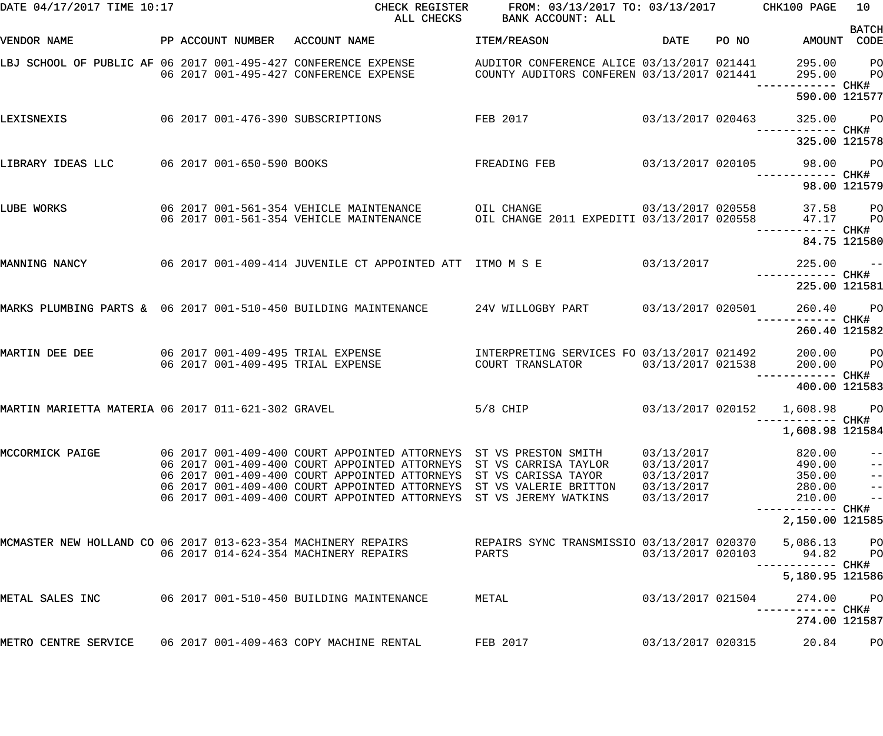DATE 04/17/2017 TIME 10:17 CHECK REGISTER FROM: 03/13/2017 TO: 03/13/2017 CHK100 PAGE 10

ALL CHECKS BANK ACCOUNT: ALL

| VENDOR NAME | PP | ACCOUNT NUMBER | ACCOUNT NAME | ITEM/REASON | DATE | PO NO | AMOUNT | BATCH CODE |
|---|---|---|---|---|---|---|---|---|
| LBJ SCHOOL OF PUBLIC AF | 06 | 2017 001-495-427 | CONFERENCE EXPENSE | AUDITOR CONFERENCE ALICE | 03/13/2017 | 021441 | 295.00 | PO |
| | 06 | 2017 001-495-427 | CONFERENCE EXPENSE | COUNTY AUDITORS CONFEREN | 03/13/2017 | 021441 | 295.00 | PO |
| | | | | | | | ------------ | CHK# |
| | | | | | | | 590.00 | 121577 |
| LEXISNEXIS | 06 | 2017 001-476-390 | SUBSCRIPTIONS | FEB 2017 | 03/13/2017 | 020463 | 325.00 | PO |
| | | | | | | | ------------ | CHK# |
| | | | | | | | 325.00 | 121578 |
| LIBRARY IDEAS LLC | 06 | 2017 001-650-590 | BOOKS | FREADING FEB | 03/13/2017 | 020105 | 98.00 | PO |
| | | | | | | | ------------ | CHK# |
| | | | | | | | 98.00 | 121579 |
| LUBE WORKS | 06 | 2017 001-561-354 | VEHICLE MAINTENANCE | OIL CHANGE | 03/13/2017 | 020558 | 37.58 | PO |
| | 06 | 2017 001-561-354 | VEHICLE MAINTENANCE | OIL CHANGE 2011 EXPEDITI | 03/13/2017 | 020558 | 47.17 | PO |
| | | | | | | | ------------ | CHK# |
| | | | | | | | 84.75 | 121580 |
| MANNING NANCY | 06 | 2017 001-409-414 | JUVENILE CT APPOINTED ATT | ITMO M S E | 03/13/2017 | | 225.00 | -- |
| | | | | | | | ------------ | CHK# |
| | | | | | | | 225.00 | 121581 |
| MARKS PLUMBING PARTS & | 06 | 2017 001-510-450 | BUILDING MAINTENANCE | 24V WILLOGBY PART | 03/13/2017 | 020501 | 260.40 | PO |
| | | | | | | | ------------ | CHK# |
| | | | | | | | 260.40 | 121582 |
| MARTIN DEE DEE | 06 | 2017 001-409-495 | TRIAL EXPENSE | INTERPRETING SERVICES FO | 03/13/2017 | 021492 | 200.00 | PO |
| | 06 | 2017 001-409-495 | TRIAL EXPENSE | COURT TRANSLATOR | 03/13/2017 | 021538 | 200.00 | PO |
| | | | | | | | ------------ | CHK# |
| | | | | | | | 400.00 | 121583 |
| MARTIN MARIETTA MATERIA | 06 | 2017 011-621-302 | GRAVEL | 5/8 CHIP | 03/13/2017 | 020152 | 1,608.98 | PO |
| | | | | | | | ------------ | CHK# |
| | | | | | | | 1,608.98 | 121584 |
| MCCORMICK PAIGE | 06 | 2017 001-409-400 | COURT APPOINTED ATTORNEYS | ST VS PRESTON SMITH | 03/13/2017 | | 820.00 | -- |
| | 06 | 2017 001-409-400 | COURT APPOINTED ATTORNEYS | ST VS CARRISA TAYLOR | 03/13/2017 | | 490.00 | -- |
| | 06 | 2017 001-409-400 | COURT APPOINTED ATTORNEYS | ST VS CARISSA TAYOR | 03/13/2017 | | 350.00 | -- |
| | 06 | 2017 001-409-400 | COURT APPOINTED ATTORNEYS | ST VS VALERIE BRITTON | 03/13/2017 | | 280.00 | -- |
| | 06 | 2017 001-409-400 | COURT APPOINTED ATTORNEYS | ST VS JEREMY WATKINS | 03/13/2017 | | 210.00 | -- |
| | | | | | | | ------------ | CHK# |
| | | | | | | | 2,150.00 | 121585 |
| MCMASTER NEW HOLLAND CO | 06 | 2017 013-623-354 | MACHINERY REPAIRS | REPAIRS SYNC TRANSMISSIO | 03/13/2017 | 020370 | 5,086.13 | PO |
| | 06 | 2017 014-624-354 | MACHINERY REPAIRS | PARTS | 03/13/2017 | 020103 | 94.82 | PO |
| | | | | | | | ------------ | CHK# |
| | | | | | | | 5,180.95 | 121586 |
| METAL SALES INC | 06 | 2017 001-510-450 | BUILDING MAINTENANCE | METAL | 03/13/2017 | 021504 | 274.00 | PO |
| | | | | | | | ------------ | CHK# |
| | | | | | | | 274.00 | 121587 |
| METRO CENTRE SERVICE | 06 | 2017 001-409-463 | COPY MACHINE RENTAL | FEB 2017 | 03/13/2017 | 020315 | 20.84 | PO |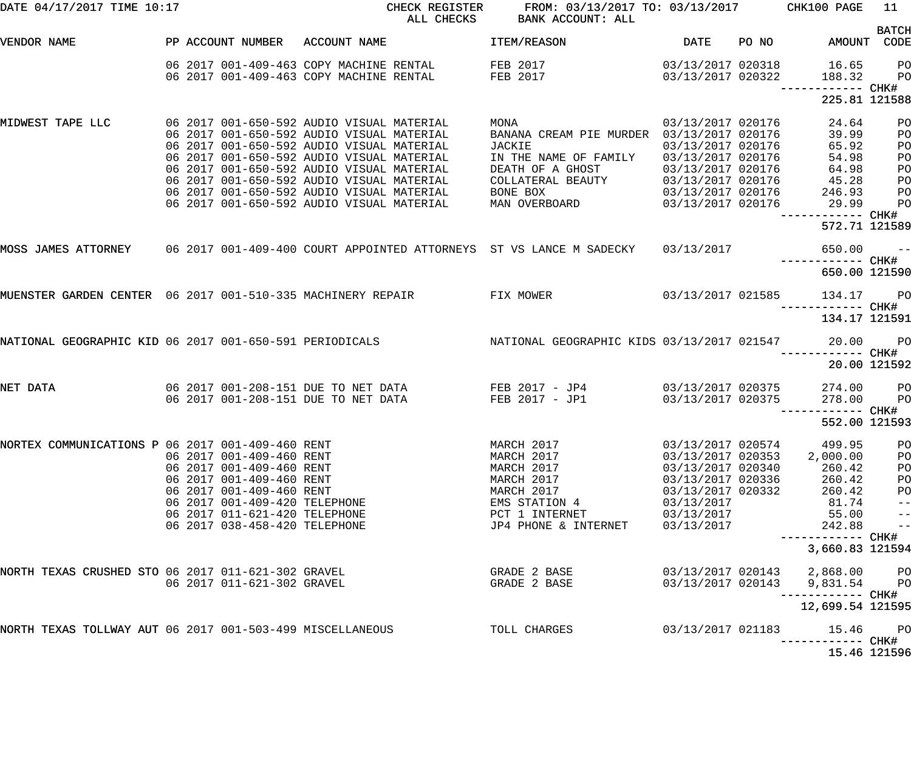DATE 04/17/2017 TIME 10:17 CHECK REGISTER FROM: 03/13/2017 TO: 03/13/2017 CHK100 PAGE 11

ALL CHECKS BANK ACCOUNT: ALL

| VENDOR NAME | PP ACCOUNT NUMBER | ACCOUNT NAME | ITEM/REASON | DATE | PO NO | AMOUNT | BATCH CODE |
|---|---|---|---|---|---|---|---|
| | 06 2017 001-409-463 | COPY MACHINE RENTAL | FEB 2017 | 03/13/2017 | 020318 | 16.65 | PO |
| | 06 2017 001-409-463 | COPY MACHINE RENTAL | FEB 2017 | 03/13/2017 | 020322 | 188.32 | PO |
| | | | | | | ------------ | CHK# |
| | | | | | | 225.81 | 121588 |
| MIDWEST TAPE LLC | 06 2017 001-650-592 | AUDIO VISUAL MATERIAL | MONA | 03/13/2017 | 020176 | 24.64 | PO |
| | 06 2017 001-650-592 | AUDIO VISUAL MATERIAL | BANANA CREAM PIE MURDER | 03/13/2017 | 020176 | 39.99 | PO |
| | 06 2017 001-650-592 | AUDIO VISUAL MATERIAL | JACKIE | 03/13/2017 | 020176 | 65.92 | PO |
| | 06 2017 001-650-592 | AUDIO VISUAL MATERIAL | IN THE NAME OF FAMILY | 03/13/2017 | 020176 | 54.98 | PO |
| | 06 2017 001-650-592 | AUDIO VISUAL MATERIAL | DEATH OF A GHOST | 03/13/2017 | 020176 | 64.98 | PO |
| | 06 2017 001-650-592 | AUDIO VISUAL MATERIAL | COLLATERAL BEAUTY | 03/13/2017 | 020176 | 45.28 | PO |
| | 06 2017 001-650-592 | AUDIO VISUAL MATERIAL | BONE BOX | 03/13/2017 | 020176 | 246.93 | PO |
| | 06 2017 001-650-592 | AUDIO VISUAL MATERIAL | MAN OVERBOARD | 03/13/2017 | 020176 | 29.99 | PO |
| | | | | | | ------------ | CHK# |
| | | | | | | 572.71 | 121589 |
| MOSS JAMES ATTORNEY | 06 2017 001-409-400 | COURT APPOINTED ATTORNEYS | ST VS LANCE M SADECKY | 03/13/2017 | | 650.00 | -- |
| | | | | | | ------------ | CHK# |
| | | | | | | 650.00 | 121590 |
| MUENSTER GARDEN CENTER | 06 2017 001-510-335 | MACHINERY REPAIR | FIX MOWER | 03/13/2017 | 021585 | 134.17 | PO |
| | | | | | | ------------ | CHK# |
| | | | | | | 134.17 | 121591 |
| NATIONAL GEOGRAPHIC KID | 06 2017 001-650-591 | PERIODICALS | NATIONAL GEOGRAPHIC KIDS | 03/13/2017 | 021547 | 20.00 | PO |
| | | | | | | ------------ | CHK# |
| | | | | | | 20.00 | 121592 |
| NET DATA | 06 2017 001-208-151 | DUE TO NET DATA | FEB 2017 - JP4 | 03/13/2017 | 020375 | 274.00 | PO |
| | 06 2017 001-208-151 | DUE TO NET DATA | FEB 2017 - JP1 | 03/13/2017 | 020375 | 278.00 | PO |
| | | | | | | ------------ | CHK# |
| | | | | | | 552.00 | 121593 |
| NORTEX COMMUNICATIONS P | 06 2017 001-409-460 | RENT | MARCH 2017 | 03/13/2017 | 020574 | 499.95 | PO |
| | 06 2017 001-409-460 | RENT | MARCH 2017 | 03/13/2017 | 020353 | 2,000.00 | PO |
| | 06 2017 001-409-460 | RENT | MARCH 2017 | 03/13/2017 | 020340 | 260.42 | PO |
| | 06 2017 001-409-460 | RENT | MARCH 2017 | 03/13/2017 | 020336 | 260.42 | PO |
| | 06 2017 001-409-460 | RENT | MARCH 2017 | 03/13/2017 | 020332 | 260.42 | PO |
| | 06 2017 001-409-420 | TELEPHONE | EMS STATION 4 | 03/13/2017 | | 81.74 | -- |
| | 06 2017 011-621-420 | TELEPHONE | PCT 1 INTERNET | 03/13/2017 | | 55.00 | -- |
| | 06 2017 038-458-420 | TELEPHONE | JP4 PHONE & INTERNET | 03/13/2017 | | 242.88 | -- |
| | | | | | | ------------ | CHK# |
| | | | | | | 3,660.83 | 121594 |
| NORTH TEXAS CRUSHED STO | 06 2017 011-621-302 | GRAVEL | GRADE 2 BASE | 03/13/2017 | 020143 | 2,868.00 | PO |
| | 06 2017 011-621-302 | GRAVEL | GRADE 2 BASE | 03/13/2017 | 020143 | 9,831.54 | PO |
| | | | | | | ------------ | CHK# |
| | | | | | | 12,699.54 | 121595 |
| NORTH TEXAS TOLLWAY AUT | 06 2017 001-503-499 | MISCELLANEOUS | TOLL CHARGES | 03/13/2017 | 021183 | 15.46 | PO |
| | | | | | | ------------ | CHK# |
| | | | | | | 15.46 | 121596 |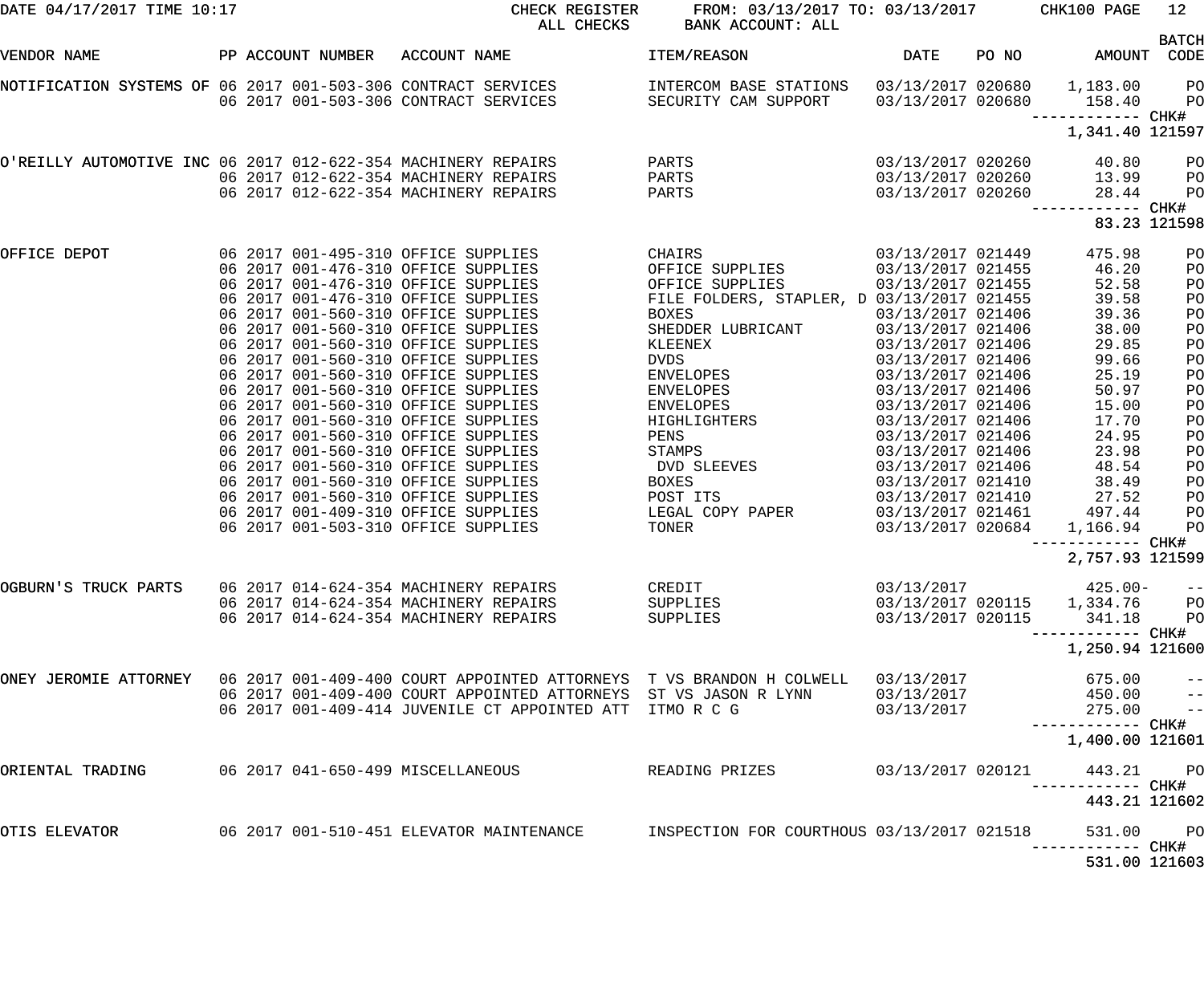DATE 04/17/2017 TIME 10:17 CHECK REGISTER FROM: 03/13/2017 TO: 03/13/2017 CHK100 PAGE 12
ALL CHECKS BANK ACCOUNT: ALL

| VENDOR NAME | PP ACCOUNT NUMBER | ACCOUNT NAME | ITEM/REASON | DATE | PO NO | AMOUNT | BATCH CODE |
|---|---|---|---|---|---|---|---|
| NOTIFICATION SYSTEMS OF | 06 2017 001-503-306 | CONTRACT SERVICES | INTERCOM BASE STATIONS | 03/13/2017 | 020680 | 1,183.00 | PO |
| | 06 2017 001-503-306 | CONTRACT SERVICES | SECURITY CAM SUPPORT | 03/13/2017 | 020680 | 158.40 | PO |
| | | | | | | 1,341.40 | CHK# 121597 |
| O'REILLY AUTOMOTIVE INC | 06 2017 012-622-354 | MACHINERY REPAIRS | PARTS | 03/13/2017 | 020260 | 40.80 | PO |
| | 06 2017 012-622-354 | MACHINERY REPAIRS | PARTS | 03/13/2017 | 020260 | 13.99 | PO |
| | 06 2017 012-622-354 | MACHINERY REPAIRS | PARTS | 03/13/2017 | 020260 | 28.44 | PO |
| | | | | | | 83.23 | CHK# 121598 |
| OFFICE DEPOT | 06 2017 001-495-310 | OFFICE SUPPLIES | CHAIRS | 03/13/2017 | 021449 | 475.98 | PO |
| | 06 2017 001-476-310 | OFFICE SUPPLIES | OFFICE SUPPLIES | 03/13/2017 | 021455 | 46.20 | PO |
| | 06 2017 001-476-310 | OFFICE SUPPLIES | OFFICE SUPPLIES | 03/13/2017 | 021455 | 52.58 | PO |
| | 06 2017 001-476-310 | OFFICE SUPPLIES | FILE FOLDERS, STAPLER, D | 03/13/2017 | 021455 | 39.58 | PO |
| | 06 2017 001-560-310 | OFFICE SUPPLIES | BOXES | 03/13/2017 | 021406 | 39.36 | PO |
| | 06 2017 001-560-310 | OFFICE SUPPLIES | SHEDDER LUBRICANT | 03/13/2017 | 021406 | 38.00 | PO |
| | 06 2017 001-560-310 | OFFICE SUPPLIES | KLEENEX | 03/13/2017 | 021406 | 29.85 | PO |
| | 06 2017 001-560-310 | OFFICE SUPPLIES | DVDS | 03/13/2017 | 021406 | 99.66 | PO |
| | 06 2017 001-560-310 | OFFICE SUPPLIES | ENVELOPES | 03/13/2017 | 021406 | 25.19 | PO |
| | 06 2017 001-560-310 | OFFICE SUPPLIES | ENVELOPES | 03/13/2017 | 021406 | 50.97 | PO |
| | 06 2017 001-560-310 | OFFICE SUPPLIES | ENVELOPES | 03/13/2017 | 021406 | 15.00 | PO |
| | 06 2017 001-560-310 | OFFICE SUPPLIES | HIGHLIGHTERS | 03/13/2017 | 021406 | 17.70 | PO |
| | 06 2017 001-560-310 | OFFICE SUPPLIES | PENS | 03/13/2017 | 021406 | 24.95 | PO |
| | 06 2017 001-560-310 | OFFICE SUPPLIES | STAMPS | 03/13/2017 | 021406 | 23.98 | PO |
| | 06 2017 001-560-310 | OFFICE SUPPLIES | DVD SLEEVES | 03/13/2017 | 021406 | 48.54 | PO |
| | 06 2017 001-560-310 | OFFICE SUPPLIES | BOXES | 03/13/2017 | 021410 | 38.49 | PO |
| | 06 2017 001-560-310 | OFFICE SUPPLIES | POST ITS | 03/13/2017 | 021410 | 27.52 | PO |
| | 06 2017 001-409-310 | OFFICE SUPPLIES | LEGAL COPY PAPER | 03/13/2017 | 021461 | 497.44 | PO |
| | 06 2017 001-503-310 | OFFICE SUPPLIES | TONER | 03/13/2017 | 020684 | 1,166.94 | PO |
| | | | | | | 2,757.93 | CHK# 121599 |
| OGBURN'S TRUCK PARTS | 06 2017 014-624-354 | MACHINERY REPAIRS | CREDIT | 03/13/2017 | | 425.00- | -- |
| | 06 2017 014-624-354 | MACHINERY REPAIRS | SUPPLIES | 03/13/2017 | 020115 | 1,334.76 | PO |
| | 06 2017 014-624-354 | MACHINERY REPAIRS | SUPPLIES | 03/13/2017 | 020115 | 341.18 | PO |
| | | | | | | 1,250.94 | CHK# 121600 |
| ONEY JEROMIE ATTORNEY | 06 2017 001-409-400 | COURT APPOINTED ATTORNEYS | T VS BRANDON H COLWELL | 03/13/2017 | | 675.00 | -- |
| | 06 2017 001-409-400 | COURT APPOINTED ATTORNEYS | ST VS JASON R LYNN | 03/13/2017 | | 450.00 | -- |
| | 06 2017 001-409-414 | JUVENILE CT APPOINTED ATT | ITMO R C G | 03/13/2017 | | 275.00 | -- |
| | | | | | | 1,400.00 | CHK# 121601 |
| ORIENTAL TRADING | 06 2017 041-650-499 | MISCELLANEOUS | READING PRIZES | 03/13/2017 | 020121 | 443.21 | PO |
| | | | | | | 443.21 | CHK# 121602 |
| OTIS ELEVATOR | 06 2017 001-510-451 | ELEVATOR MAINTENANCE | INSPECTION FOR COURTHOUS | 03/13/2017 | 021518 | 531.00 | PO |
| | | | | | | 531.00 | CHK# 121603 |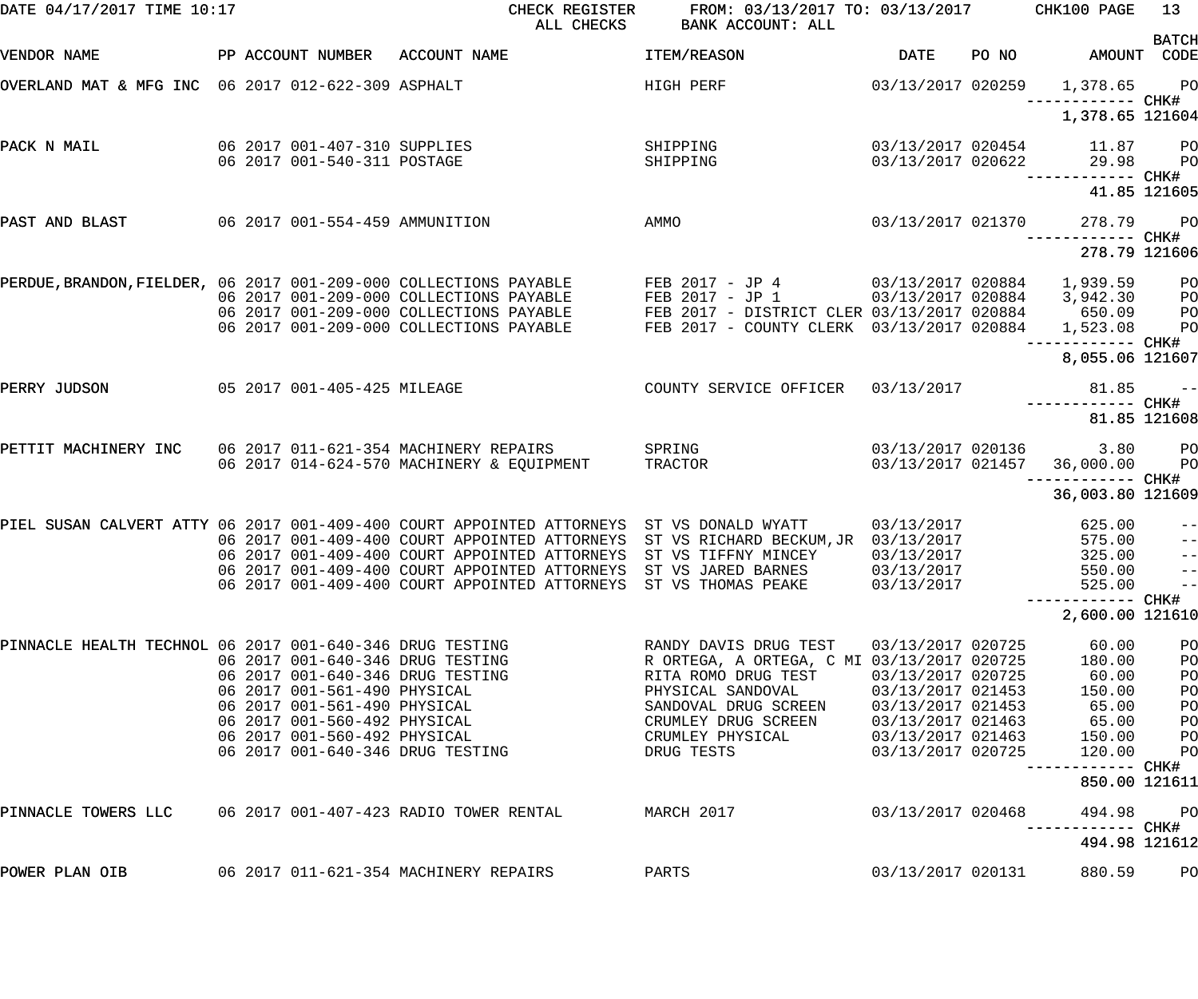DATE 04/17/2017 TIME 10:17 CHECK REGISTER ALL CHECKS FROM: 03/13/2017 TO: 03/13/2017 BANK ACCOUNT: ALL CHK100 PAGE 13

| VENDOR NAME | PP | ACCOUNT NUMBER | ACCOUNT NAME | ITEM/REASON | DATE | PO NO | AMOUNT | BATCH CODE |
|---|---|---|---|---|---|---|---|---|
| OVERLAND MAT & MFG INC | 06 | 2017 012-622-309 | ASPHALT | HIGH PERF | 03/13/2017 | 020259 | 1,378.65 | PO |
| | | | | | | | ------------ | CHK# |
| | | | | | | | 1,378.65 | 121604 |
| PACK N MAIL | 06 | 2017 001-407-310 | SUPPLIES | SHIPPING | 03/13/2017 | 020454 | 11.87 | PO |
| | 06 | 2017 001-540-311 | POSTAGE | SHIPPING | 03/13/2017 | 020622 | 29.98 | PO |
| | | | | | | | ------------ | CHK# |
| | | | | | | | 41.85 | 121605 |
| PAST AND BLAST | 06 | 2017 001-554-459 | AMMUNITION | AMMO | 03/13/2017 | 021370 | 278.79 | PO |
| | | | | | | | ------------ | CHK# |
| | | | | | | | 278.79 | 121606 |
| PERDUE,BRANDON,FIELDER, | 06 | 2017 001-209-000 | COLLECTIONS PAYABLE | FEB 2017 - JP 4 | 03/13/2017 | 020884 | 1,939.59 | PO |
| | 06 | 2017 001-209-000 | COLLECTIONS PAYABLE | FEB 2017 - JP 1 | 03/13/2017 | 020884 | 3,942.30 | PO |
| | 06 | 2017 001-209-000 | COLLECTIONS PAYABLE | FEB 2017 - DISTRICT CLER | 03/13/2017 | 020884 | 650.09 | PO |
| | 06 | 2017 001-209-000 | COLLECTIONS PAYABLE | FEB 2017 - COUNTY CLERK | 03/13/2017 | 020884 | 1,523.08 | PO |
| | | | | | | | ------------ | CHK# |
| | | | | | | | 8,055.06 | 121607 |
| PERRY JUDSON | 05 | 2017 001-405-425 | MILEAGE | COUNTY SERVICE OFFICER | 03/13/2017 | | 81.85 | -- |
| | | | | | | | ------------ | CHK# |
| | | | | | | | 81.85 | 121608 |
| PETTIT MACHINERY INC | 06 | 2017 011-621-354 | MACHINERY REPAIRS | SPRING | 03/13/2017 | 020136 | 3.80 | PO |
| | 06 | 2017 014-624-570 | MACHINERY & EQUIPMENT | TRACTOR | 03/13/2017 | 021457 | 36,000.00 | PO |
| | | | | | | | ------------ | CHK# |
| | | | | | | | 36,003.80 | 121609 |
| PIEL SUSAN CALVERT ATTY | 06 | 2017 001-409-400 | COURT APPOINTED ATTORNEYS | ST VS DONALD WYATT | 03/13/2017 | | 625.00 | -- |
| | 06 | 2017 001-409-400 | COURT APPOINTED ATTORNEYS | ST VS RICHARD BECKUM,JR | 03/13/2017 | | 575.00 | -- |
| | 06 | 2017 001-409-400 | COURT APPOINTED ATTORNEYS | ST VS TIFFNY MINCEY | 03/13/2017 | | 325.00 | -- |
| | 06 | 2017 001-409-400 | COURT APPOINTED ATTORNEYS | ST VS JARED BARNES | 03/13/2017 | | 550.00 | -- |
| | 06 | 2017 001-409-400 | COURT APPOINTED ATTORNEYS | ST VS THOMAS PEAKE | 03/13/2017 | | 525.00 | -- |
| | | | | | | | ------------ | CHK# |
| | | | | | | | 2,600.00 | 121610 |
| PINNACLE HEALTH TECHNOL | 06 | 2017 001-640-346 | DRUG TESTING | RANDY DAVIS DRUG TEST | 03/13/2017 | 020725 | 60.00 | PO |
| | 06 | 2017 001-640-346 | DRUG TESTING | R ORTEGA, A ORTEGA, C MI | 03/13/2017 | 020725 | 180.00 | PO |
| | 06 | 2017 001-640-346 | DRUG TESTING | RITA ROMO DRUG TEST | 03/13/2017 | 020725 | 60.00 | PO |
| | 06 | 2017 001-561-490 | PHYSICAL | PHYSICAL SANDOVAL | 03/13/2017 | 021453 | 150.00 | PO |
| | 06 | 2017 001-561-490 | PHYSICAL | SANDOVAL DRUG SCREEN | 03/13/2017 | 021453 | 65.00 | PO |
| | 06 | 2017 001-560-492 | PHYSICAL | CRUMLEY DRUG SCREEN | 03/13/2017 | 021463 | 65.00 | PO |
| | 06 | 2017 001-560-492 | PHYSICAL | CRUMLEY PHYSICAL | 03/13/2017 | 021463 | 150.00 | PO |
| | 06 | 2017 001-640-346 | DRUG TESTING | DRUG TESTS | 03/13/2017 | 020725 | 120.00 | PO |
| | | | | | | | ------------ | CHK# |
| | | | | | | | 850.00 | 121611 |
| PINNACLE TOWERS LLC | 06 | 2017 001-407-423 | RADIO TOWER RENTAL | MARCH 2017 | 03/13/2017 | 020468 | 494.98 | PO |
| | | | | | | | ------------ | CHK# |
| | | | | | | | 494.98 | 121612 |
| POWER PLAN OIB | 06 | 2017 011-621-354 | MACHINERY REPAIRS | PARTS | 03/13/2017 | 020131 | 880.59 | PO |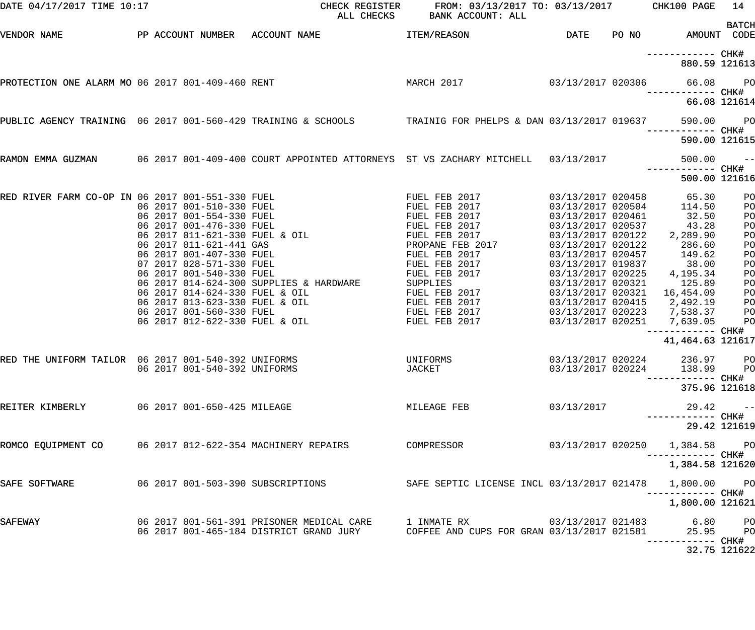DATE 04/17/2017 TIME 10:17 CHECK REGISTER ALL CHECKS FROM: 03/13/2017 TO: 03/13/2017 BANK ACCOUNT: ALL CHK100 PAGE 14

| VENDOR NAME | PP | ACCOUNT NUMBER | ACCOUNT NAME | ITEM/REASON | DATE | PO NO | AMOUNT | BATCH CODE |
|---|---|---|---|---|---|---|---|---|
| | | | | | | | ------------ | CHK# |
| | | | | | | | 880.59 | 121613 |
| PROTECTION ONE ALARM MO | 06 2017 | 001-409-460 | RENT | MARCH 2017 | 03/13/2017 | 020306 | 66.08 | PO |
| | | | | | | | ------------ | CHK# |
| | | | | | | | 66.08 | 121614 |
| PUBLIC AGENCY TRAINING | 06 2017 | 001-560-429 | TRAINING & SCHOOLS | TRAINIG FOR PHELPS & DAN | 03/13/2017 | 019637 | 590.00 | PO |
| | | | | | | | ------------ | CHK# |
| | | | | | | | 590.00 | 121615 |
| RAMON EMMA GUZMAN | 06 2017 | 001-409-400 | COURT APPOINTED ATTORNEYS | ST VS ZACHARY MITCHELL | 03/13/2017 | | 500.00 | -- |
| | | | | | | | ------------ | CHK# |
| | | | | | | | 500.00 | 121616 |
| RED RIVER FARM CO-OP IN | 06 2017 | 001-551-330 | FUEL | FUEL FEB 2017 | 03/13/2017 | 020458 | 65.30 | PO |
| | 06 2017 | 001-510-330 | FUEL | FUEL FEB 2017 | 03/13/2017 | 020504 | 114.50 | PO |
| | 06 2017 | 001-554-330 | FUEL | FUEL FEB 2017 | 03/13/2017 | 020461 | 32.50 | PO |
| | 06 2017 | 001-476-330 | FUEL | FUEL FEB 2017 | 03/13/2017 | 020537 | 43.28 | PO |
| | 06 2017 | 011-621-330 | FUEL & OIL | FUEL FEB 2017 | 03/13/2017 | 020122 | 2,289.90 | PO |
| | 06 2017 | 011-621-441 | GAS | PROPANE FEB 2017 | 03/13/2017 | 020122 | 286.60 | PO |
| | 06 2017 | 001-407-330 | FUEL | FUEL FEB 2017 | 03/13/2017 | 020457 | 149.62 | PO |
| | 07 2017 | 028-571-330 | FUEL | FUEL FEB 2017 | 03/13/2017 | 019837 | 38.00 | PO |
| | 06 2017 | 001-540-330 | FUEL | FUEL FEB 2017 | 03/13/2017 | 020225 | 4,195.34 | PO |
| | 06 2017 | 014-624-300 | SUPPLIES & HARDWARE | SUPPLIES | 03/13/2017 | 020321 | 125.89 | PO |
| | 06 2017 | 014-624-330 | FUEL & OIL | FUEL FEB 2017 | 03/13/2017 | 020321 | 16,454.09 | PO |
| | 06 2017 | 013-623-330 | FUEL & OIL | FUEL FEB 2017 | 03/13/2017 | 020415 | 2,492.19 | PO |
| | 06 2017 | 001-560-330 | FUEL | FUEL FEB 2017 | 03/13/2017 | 020223 | 7,538.37 | PO |
| | 06 2017 | 012-622-330 | FUEL & OIL | FUEL FEB 2017 | 03/13/2017 | 020251 | 7,639.05 | PO |
| | | | | | | | ------------ | CHK# |
| | | | | | | | 41,464.63 | 121617 |
| RED THE UNIFORM TAILOR | 06 2017 | 001-540-392 | UNIFORMS | UNIFORMS | 03/13/2017 | 020224 | 236.97 | PO |
| | 06 2017 | 001-540-392 | UNIFORMS | JACKET | 03/13/2017 | 020224 | 138.99 | PO |
| | | | | | | | ------------ | CHK# |
| | | | | | | | 375.96 | 121618 |
| REITER KIMBERLY | 06 2017 | 001-650-425 | MILEAGE | MILEAGE FEB | 03/13/2017 | | 29.42 | -- |
| | | | | | | | ------------ | CHK# |
| | | | | | | | 29.42 | 121619 |
| ROMCO EQUIPMENT CO | 06 2017 | 012-622-354 | MACHINERY REPAIRS | COMPRESSOR | 03/13/2017 | 020250 | 1,384.58 | PO |
| | | | | | | | ------------ | CHK# |
| | | | | | | | 1,384.58 | 121620 |
| SAFE SOFTWARE | 06 2017 | 001-503-390 | SUBSCRIPTIONS | SAFE SEPTIC LICENSE INCL | 03/13/2017 | 021478 | 1,800.00 | PO |
| | | | | | | | ------------ | CHK# |
| | | | | | | | 1,800.00 | 121621 |
| SAFEWAY | 06 2017 | 001-561-391 | PRISONER MEDICAL CARE | 1 INMATE RX | 03/13/2017 | 021483 | 6.80 | PO |
| | 06 2017 | 001-465-184 | DISTRICT GRAND JURY | COFFEE AND CUPS FOR GRAN | 03/13/2017 | 021581 | 25.95 | PO |
| | | | | | | | ------------ | CHK# |
| | | | | | | | 32.75 | 121622 |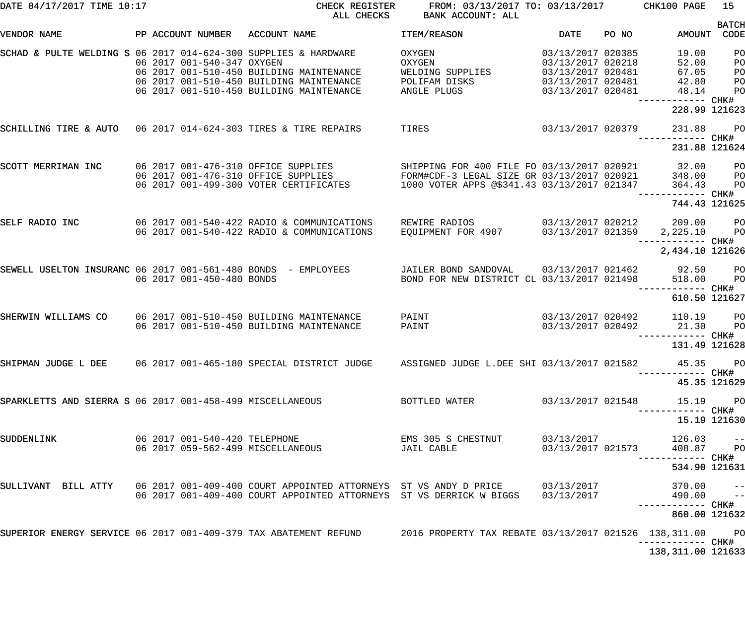DATE 04/17/2017 TIME 10:17 CHECK REGISTER FROM: 03/13/2017 TO: 03/13/2017 CHK100 PAGE 15
ALL CHECKS BANK ACCOUNT: ALL

| VENDOR NAME | PP | ACCOUNT NUMBER | ACCOUNT NAME | ITEM/REASON | DATE | PO NO | AMOUNT | BATCH CODE |
|---|---|---|---|---|---|---|---|---|
| SCHAD & PULTE WELDING S | 06 2017 | 014-624-300 | SUPPLIES & HARDWARE | OXYGEN | 03/13/2017 | 020385 | 19.00 | PO |
| | 06 2017 | 001-540-347 | OXYGEN | OXYGEN | 03/13/2017 | 020218 | 52.00 | PO |
| | 06 2017 | 001-510-450 | BUILDING MAINTENANCE | WELDING SUPPLIES | 03/13/2017 | 020481 | 67.05 | PO |
| | 06 2017 | 001-510-450 | BUILDING MAINTENANCE | POLIFAM DISKS | 03/13/2017 | 020481 | 42.80 | PO |
| | 06 2017 | 001-510-450 | BUILDING MAINTENANCE | ANGLE PLUGS | 03/13/2017 | 020481 | 48.14 | PO |
| | | | | | | | 228.99 | CHK# 121623 |
| SCHILLING TIRE & AUTO | 06 2017 | 014-624-303 | TIRES & TIRE REPAIRS | TIRES | 03/13/2017 | 020379 | 231.88 | PO |
| | | | | | | | 231.88 | CHK# 121624 |
| SCOTT MERRIMAN INC | 06 2017 | 001-476-310 | OFFICE SUPPLIES | SHIPPING FOR 400 FILE FO | 03/13/2017 | 020921 | 32.00 | PO |
| | 06 2017 | 001-476-310 | OFFICE SUPPLIES | FORM#CDF-3 LEGAL SIZE GR | 03/13/2017 | 020921 | 348.00 | PO |
| | 06 2017 | 001-499-300 | VOTER CERTIFICATES | 1000 VOTER APPS @$341.43 | 03/13/2017 | 021347 | 364.43 | PO |
| | | | | | | | 744.43 | CHK# 121625 |
| SELF RADIO INC | 06 2017 | 001-540-422 | RADIO & COMMUNICATIONS | REWIRE RADIOS | 03/13/2017 | 020212 | 209.00 | PO |
| | 06 2017 | 001-540-422 | RADIO & COMMUNICATIONS | EQUIPMENT FOR 4907 | 03/13/2017 | 021359 | 2,225.10 | PO |
| | | | | | | | 2,434.10 | CHK# 121626 |
| SEWELL USELTON INSURANC | 06 2017 | 001-561-480 | BONDS - EMPLOYEES | JAILER BOND SANDOVAL | 03/13/2017 | 021462 | 92.50 | PO |
| | 06 2017 | 001-450-480 | BONDS | BOND FOR NEW DISTRICT CL | 03/13/2017 | 021498 | 518.00 | PO |
| | | | | | | | 610.50 | CHK# 121627 |
| SHERWIN WILLIAMS CO | 06 2017 | 001-510-450 | BUILDING MAINTENANCE | PAINT | 03/13/2017 | 020492 | 110.19 | PO |
| | 06 2017 | 001-510-450 | BUILDING MAINTENANCE | PAINT | 03/13/2017 | 020492 | 21.30 | PO |
| | | | | | | | 131.49 | CHK# 121628 |
| SHIPMAN JUDGE L DEE | 06 2017 | 001-465-180 | SPECIAL DISTRICT JUDGE | ASSIGNED JUDGE L.DEE SHI | 03/13/2017 | 021582 | 45.35 | PO |
| | | | | | | | 45.35 | CHK# 121629 |
| SPARKLETTS AND SIERRA S | 06 2017 | 001-458-499 | MISCELLANEOUS | BOTTLED WATER | 03/13/2017 | 021548 | 15.19 | PO |
| | | | | | | | 15.19 | CHK# 121630 |
| SUDDENLINK | 06 2017 | 001-540-420 | TELEPHONE | EMS 305 S CHESTNUT | 03/13/2017 | | 126.03 | -- |
| | 06 2017 | 059-562-499 | MISCELLANEOUS | JAIL CABLE | 03/13/2017 | 021573 | 408.87 | PO |
| | | | | | | | 534.90 | CHK# 121631 |
| SULLIVANT BILL ATTY | 06 2017 | 001-409-400 | COURT APPOINTED ATTORNEYS | ST VS ANDY D PRICE | 03/13/2017 | | 370.00 | -- |
| | 06 2017 | 001-409-400 | COURT APPOINTED ATTORNEYS | ST VS DERRICK W BIGGS | 03/13/2017 | | 490.00 | -- |
| | | | | | | | 860.00 | CHK# 121632 |
| SUPERIOR ENERGY SERVICE | 06 2017 | 001-409-379 | TAX ABATEMENT REFUND | 2016 PROPERTY TAX REBATE | 03/13/2017 | 021526 | 138,311.00 | PO |
| | | | | | | | 138,311.00 | CHK# 121633 |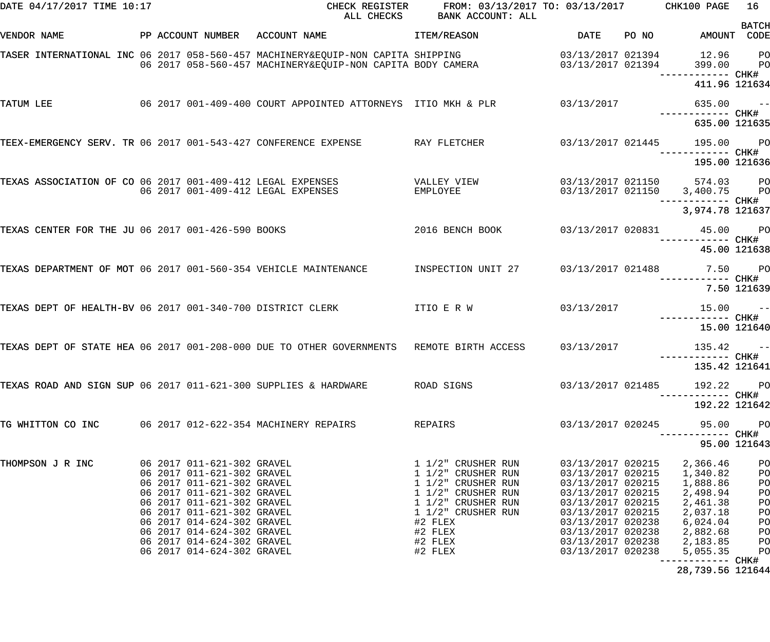DATE 04/17/2017 TIME 10:17 CHECK REGISTER FROM: 03/13/2017 TO: 03/13/2017 CHK100 PAGE 16

ALL CHECKS BANK ACCOUNT: ALL

| VENDOR NAME | PP | ACCOUNT NUMBER | ACCOUNT NAME | ITEM/REASON | DATE | PO NO | AMOUNT | BATCH CODE |
|---|---|---|---|---|---|---|---|---|
| TASER INTERNATIONAL INC | 06 | 2017 058-560-457 | MACHINERY&EQUIP-NON CAPITA | SHIPPING | 03/13/2017 | 021394 | 12.96 | PO |
| | 06 | 2017 058-560-457 | MACHINERY&EQUIP-NON CAPITA | BODY CAMERA | 03/13/2017 | 021394 | 399.00 | PO |
| | | | | | | | 411.96 | CHK# 121634 |
| TATUM LEE | 06 | 2017 001-409-400 | COURT APPOINTED ATTORNEYS | ITIO MKH & PLR | 03/13/2017 | | 635.00 | -- |
| | | | | | | | 635.00 | CHK# 121635 |
| TEEX-EMERGENCY SERV. TR | 06 | 2017 001-543-427 | CONFERENCE EXPENSE | RAY FLETCHER | 03/13/2017 | 021445 | 195.00 | PO |
| | | | | | | | 195.00 | CHK# 121636 |
| TEXAS ASSOCIATION OF CO | 06 | 2017 001-409-412 | LEGAL EXPENSES | VALLEY VIEW | 03/13/2017 | 021150 | 574.03 | PO |
| | 06 | 2017 001-409-412 | LEGAL EXPENSES | EMPLOYEE | 03/13/2017 | 021150 | 3,400.75 | PO |
| | | | | | | | 3,974.78 | CHK# 121637 |
| TEXAS CENTER FOR THE JU | 06 | 2017 001-426-590 | BOOKS | 2016 BENCH BOOK | 03/13/2017 | 020831 | 45.00 | PO |
| | | | | | | | 45.00 | CHK# 121638 |
| TEXAS DEPARTMENT OF MOT | 06 | 2017 001-560-354 | VEHICLE MAINTENANCE | INSPECTION UNIT 27 | 03/13/2017 | 021488 | 7.50 | PO |
| | | | | | | | 7.50 | CHK# 121639 |
| TEXAS DEPT OF HEALTH-BV | 06 | 2017 001-340-700 | DISTRICT CLERK | ITIO E R W | 03/13/2017 | | 15.00 | -- |
| | | | | | | | 15.00 | CHK# 121640 |
| TEXAS DEPT OF STATE HEA | 06 | 2017 001-208-000 | DUE TO OTHER GOVERNMENTS | REMOTE BIRTH ACCESS | 03/13/2017 | | 135.42 | -- |
| | | | | | | | 135.42 | CHK# 121641 |
| TEXAS ROAD AND SIGN SUP | 06 | 2017 011-621-300 | SUPPLIES & HARDWARE | ROAD SIGNS | 03/13/2017 | 021485 | 192.22 | PO |
| | | | | | | | 192.22 | CHK# 121642 |
| TG WHITTON CO INC | 06 | 2017 012-622-354 | MACHINERY REPAIRS | REPAIRS | 03/13/2017 | 020245 | 95.00 | PO |
| | | | | | | | 95.00 | CHK# 121643 |
| THOMPSON J R INC | 06 | 2017 011-621-302 | GRAVEL | 1 1/2" CRUSHER RUN | 03/13/2017 | 020215 | 2,366.46 | PO |
| | 06 | 2017 011-621-302 | GRAVEL | 1 1/2" CRUSHER RUN | 03/13/2017 | 020215 | 1,340.82 | PO |
| | 06 | 2017 011-621-302 | GRAVEL | 1 1/2" CRUSHER RUN | 03/13/2017 | 020215 | 1,888.86 | PO |
| | 06 | 2017 011-621-302 | GRAVEL | 1 1/2" CRUSHER RUN | 03/13/2017 | 020215 | 2,498.94 | PO |
| | 06 | 2017 011-621-302 | GRAVEL | 1 1/2" CRUSHER RUN | 03/13/2017 | 020215 | 2,461.38 | PO |
| | 06 | 2017 011-621-302 | GRAVEL | 1 1/2" CRUSHER RUN | 03/13/2017 | 020215 | 2,037.18 | PO |
| | 06 | 2017 014-624-302 | GRAVEL | #2 FLEX | 03/13/2017 | 020238 | 6,024.04 | PO |
| | 06 | 2017 014-624-302 | GRAVEL | #2 FLEX | 03/13/2017 | 020238 | 2,882.68 | PO |
| | 06 | 2017 014-624-302 | GRAVEL | #2 FLEX | 03/13/2017 | 020238 | 2,183.85 | PO |
| | 06 | 2017 014-624-302 | GRAVEL | #2 FLEX | 03/13/2017 | 020238 | 5,055.35 | PO |
| | | | | | | | 28,739.56 | CHK# 121644 |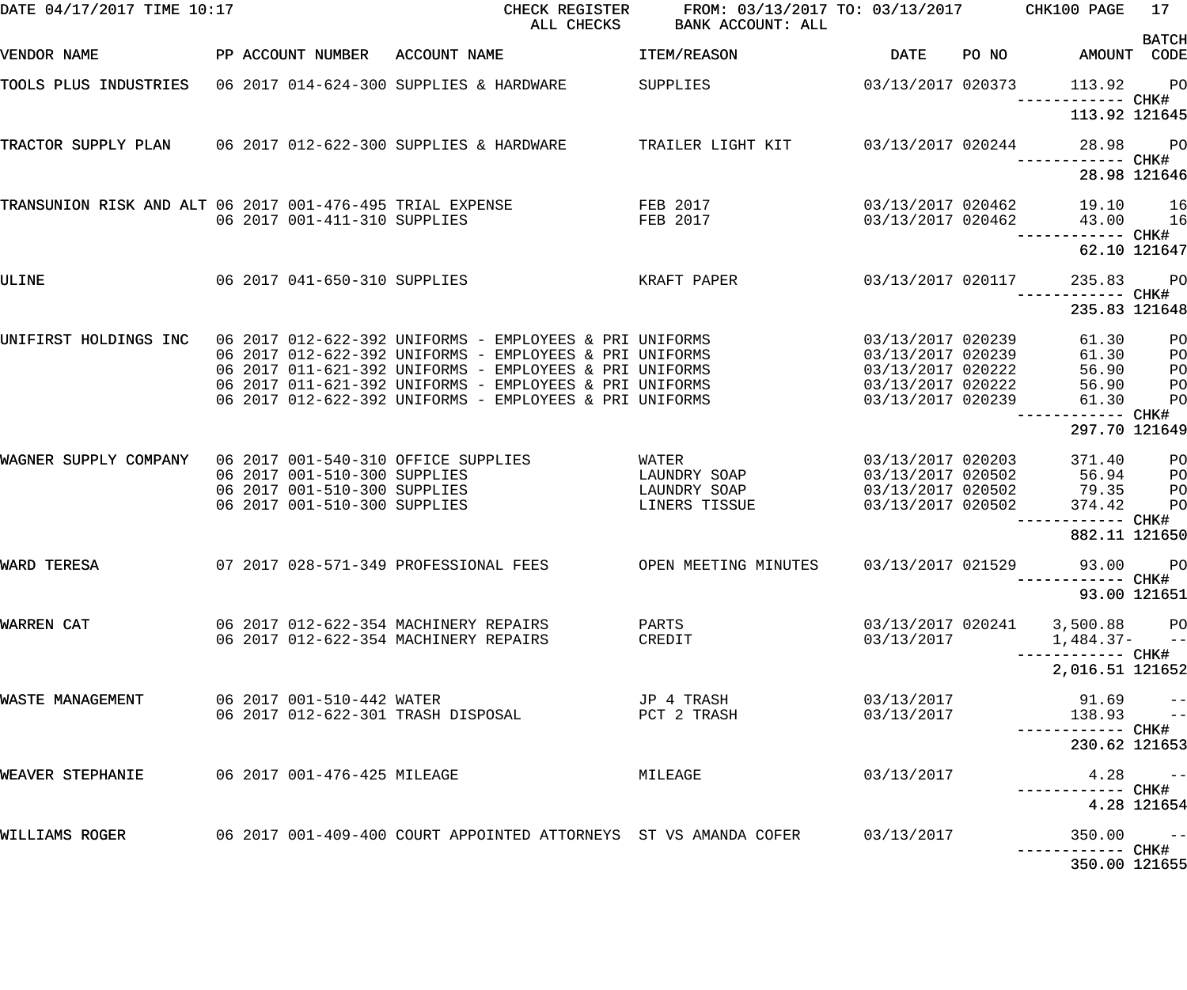DATE 04/17/2017 TIME 10:17 CHECK REGISTER FROM: 03/13/2017 TO: 03/13/2017 CHK100 PAGE 17
ALL CHECKS BANK ACCOUNT: ALL

| VENDOR NAME | PP | ACCOUNT NUMBER | ACCOUNT NAME | ITEM/REASON | DATE | PO NO | AMOUNT | BATCH CODE |
|---|---|---|---|---|---|---|---|---|
| TOOLS PLUS INDUSTRIES | 06 2017 | 014-624-300 | SUPPLIES & HARDWARE | SUPPLIES | 03/13/2017 | 020373 | 113.92 | PO |
| | | | | | | | ------------ | CHK# |
| | | | | | | | 113.92 | 121645 |
| TRACTOR SUPPLY PLAN | 06 2017 | 012-622-300 | SUPPLIES & HARDWARE | TRAILER LIGHT KIT | 03/13/2017 | 020244 | 28.98 | PO |
| | | | | | | | ------------ | CHK# |
| | | | | | | | 28.98 | 121646 |
| TRANSUNION RISK AND ALT | 06 2017 | 001-476-495 | TRIAL EXPENSE | FEB 2017 | 03/13/2017 | 020462 | 19.10 | 16 |
| | 06 2017 | 001-411-310 | SUPPLIES | FEB 2017 | 03/13/2017 | 020462 | 43.00 | 16 |
| | | | | | | | ------------ | CHK# |
| | | | | | | | 62.10 | 121647 |
| ULINE | 06 2017 | 041-650-310 | SUPPLIES | KRAFT PAPER | 03/13/2017 | 020117 | 235.83 | PO |
| | | | | | | | ------------ | CHK# |
| | | | | | | | 235.83 | 121648 |
| UNIFIRST HOLDINGS INC | 06 2017 | 012-622-392 | UNIFORMS - EMPLOYEES & PRI | UNIFORMS | 03/13/2017 | 020239 | 61.30 | PO |
| | 06 2017 | 012-622-392 | UNIFORMS - EMPLOYEES & PRI | UNIFORMS | 03/13/2017 | 020239 | 61.30 | PO |
| | 06 2017 | 011-621-392 | UNIFORMS - EMPLOYEES & PRI | UNIFORMS | 03/13/2017 | 020222 | 56.90 | PO |
| | 06 2017 | 011-621-392 | UNIFORMS - EMPLOYEES & PRI | UNIFORMS | 03/13/2017 | 020222 | 56.90 | PO |
| | 06 2017 | 012-622-392 | UNIFORMS - EMPLOYEES & PRI | UNIFORMS | 03/13/2017 | 020239 | 61.30 | PO |
| | | | | | | | ------------ | CHK# |
| | | | | | | | 297.70 | 121649 |
| WAGNER SUPPLY COMPANY | 06 2017 | 001-540-310 | OFFICE SUPPLIES | WATER | 03/13/2017 | 020203 | 371.40 | PO |
| | 06 2017 | 001-510-300 | SUPPLIES | LAUNDRY SOAP | 03/13/2017 | 020502 | 56.94 | PO |
| | 06 2017 | 001-510-300 | SUPPLIES | LAUNDRY SOAP | 03/13/2017 | 020502 | 79.35 | PO |
| | 06 2017 | 001-510-300 | SUPPLIES | LINERS TISSUE | 03/13/2017 | 020502 | 374.42 | PO |
| | | | | | | | ------------ | CHK# |
| | | | | | | | 882.11 | 121650 |
| WARD TERESA | 07 2017 | 028-571-349 | PROFESSIONAL FEES | OPEN MEETING MINUTES | 03/13/2017 | 021529 | 93.00 | PO |
| | | | | | | | ------------ | CHK# |
| | | | | | | | 93.00 | 121651 |
| WARREN CAT | 06 2017 | 012-622-354 | MACHINERY REPAIRS | PARTS | 03/13/2017 | 020241 | 3,500.88 | PO |
| | 06 2017 | 012-622-354 | MACHINERY REPAIRS | CREDIT | 03/13/2017 | | 1,484.37- | -- |
| | | | | | | | ------------ | CHK# |
| | | | | | | | 2,016.51 | 121652 |
| WASTE MANAGEMENT | 06 2017 | 001-510-442 | WATER | JP 4 TRASH | 03/13/2017 | | 91.69 | -- |
| | 06 2017 | 012-622-301 | TRASH DISPOSAL | PCT 2 TRASH | 03/13/2017 | | 138.93 | -- |
| | | | | | | | ------------ | CHK# |
| | | | | | | | 230.62 | 121653 |
| WEAVER STEPHANIE | 06 2017 | 001-476-425 | MILEAGE | MILEAGE | 03/13/2017 | | 4.28 | -- |
| | | | | | | | ------------ | CHK# |
| | | | | | | | 4.28 | 121654 |
| WILLIAMS ROGER | 06 2017 | 001-409-400 | COURT APPOINTED ATTORNEYS | ST VS AMANDA COFER | 03/13/2017 | | 350.00 | -- |
| | | | | | | | ------------ | CHK# |
| | | | | | | | 350.00 | 121655 |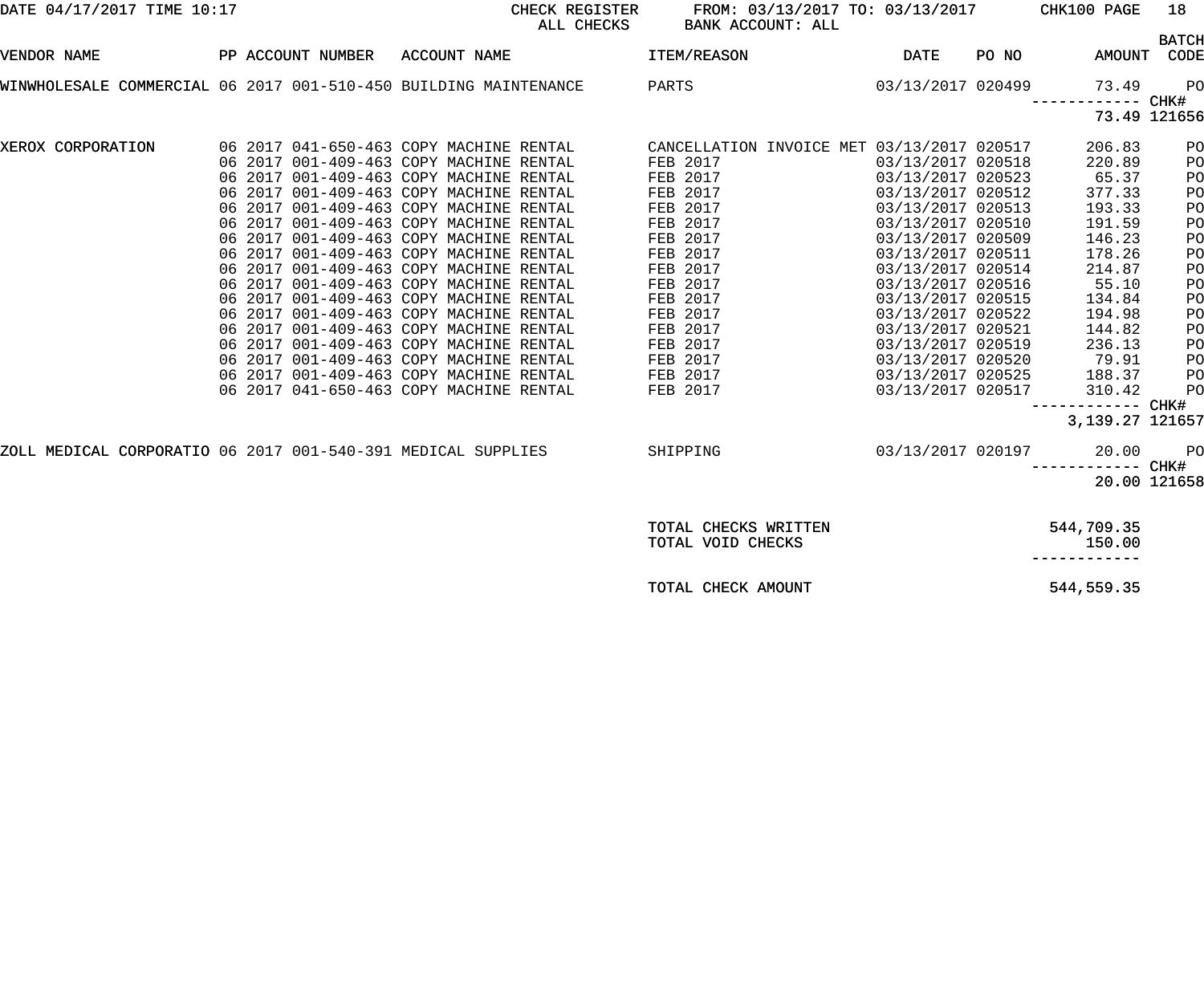DATE 04/17/2017 TIME 10:17 CHECK REGISTER ALL CHECKS FROM: 03/13/2017 TO: 03/13/2017 BANK ACCOUNT: ALL CHK100 PAGE 18

| VENDOR NAME | PP | ACCOUNT NUMBER | ACCOUNT NAME | ITEM/REASON | DATE | PO NO | AMOUNT | BATCH CODE |
|---|---|---|---|---|---|---|---|---|
| WINWHOLESALE COMMERCIAL | 06 | 2017 001-510-450 | BUILDING MAINTENANCE | PARTS | 03/13/2017 | 020499 | 73.49 | PO |
| | | | | | | | ------------ | CHK# |
| | | | | | | | 73.49 | 121656 |
| XEROX CORPORATION | 06 | 2017 041-650-463 | COPY MACHINE RENTAL | CANCELLATION INVOICE MET | 03/13/2017 | 020517 | 206.83 | PO |
| | 06 | 2017 001-409-463 | COPY MACHINE RENTAL | FEB 2017 | 03/13/2017 | 020518 | 220.89 | PO |
| | 06 | 2017 001-409-463 | COPY MACHINE RENTAL | FEB 2017 | 03/13/2017 | 020523 | 65.37 | PO |
| | 06 | 2017 001-409-463 | COPY MACHINE RENTAL | FEB 2017 | 03/13/2017 | 020512 | 377.33 | PO |
| | 06 | 2017 001-409-463 | COPY MACHINE RENTAL | FEB 2017 | 03/13/2017 | 020513 | 193.33 | PO |
| | 06 | 2017 001-409-463 | COPY MACHINE RENTAL | FEB 2017 | 03/13/2017 | 020510 | 191.59 | PO |
| | 06 | 2017 001-409-463 | COPY MACHINE RENTAL | FEB 2017 | 03/13/2017 | 020509 | 146.23 | PO |
| | 06 | 2017 001-409-463 | COPY MACHINE RENTAL | FEB 2017 | 03/13/2017 | 020511 | 178.26 | PO |
| | 06 | 2017 001-409-463 | COPY MACHINE RENTAL | FEB 2017 | 03/13/2017 | 020514 | 214.87 | PO |
| | 06 | 2017 001-409-463 | COPY MACHINE RENTAL | FEB 2017 | 03/13/2017 | 020516 | 55.10 | PO |
| | 06 | 2017 001-409-463 | COPY MACHINE RENTAL | FEB 2017 | 03/13/2017 | 020515 | 134.84 | PO |
| | 06 | 2017 001-409-463 | COPY MACHINE RENTAL | FEB 2017 | 03/13/2017 | 020522 | 194.98 | PO |
| | 06 | 2017 001-409-463 | COPY MACHINE RENTAL | FEB 2017 | 03/13/2017 | 020521 | 144.82 | PO |
| | 06 | 2017 001-409-463 | COPY MACHINE RENTAL | FEB 2017 | 03/13/2017 | 020519 | 236.13 | PO |
| | 06 | 2017 001-409-463 | COPY MACHINE RENTAL | FEB 2017 | 03/13/2017 | 020520 | 79.91 | PO |
| | 06 | 2017 001-409-463 | COPY MACHINE RENTAL | FEB 2017 | 03/13/2017 | 020525 | 188.37 | PO |
| | 06 | 2017 041-650-463 | COPY MACHINE RENTAL | FEB 2017 | 03/13/2017 | 020517 | 310.42 | PO |
| | | | | | | | ------------ | CHK# |
| | | | | | | | 3,139.27 | 121657 |
| ZOLL MEDICAL CORPORATIO | 06 | 2017 001-540-391 | MEDICAL SUPPLIES | SHIPPING | 03/13/2017 | 020197 | 20.00 | PO |
| | | | | | | | ------------ | CHK# |
| | | | | | | | 20.00 | 121658 |

| | |
|---|---|
| TOTAL CHECKS WRITTEN | 544,709.35 |
| TOTAL VOID CHECKS | 150.00 |
| | ------------ |
| TOTAL CHECK AMOUNT | 544,559.35 |